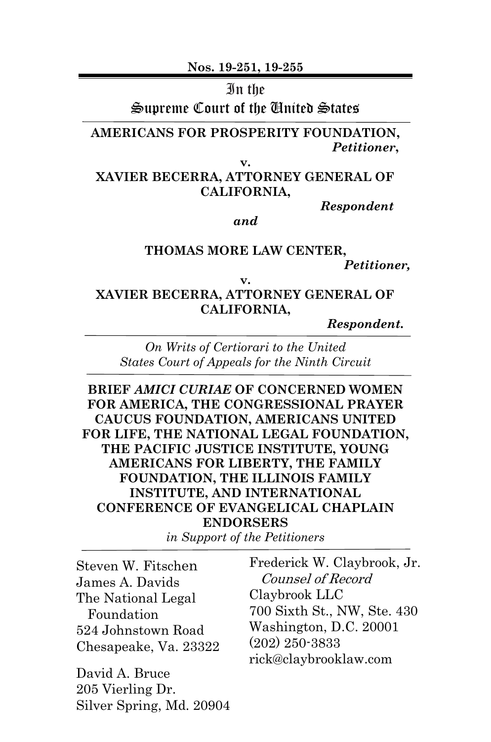**Nos. 19-251, 19-255**

# In the Supreme Court of the United States

**AMERICANS FOR PROSPERITY FOUNDATION,**
***Petitioner*,**

**v.**

**XAVIER BECERRA, ATTORNEY GENERAL OF CALIFORNIA,**
***Respondent***

***and***

**THOMAS MORE LAW CENTER,**
***Petitioner,***

**v.**

**XAVIER BECERRA, ATTORNEY GENERAL OF CALIFORNIA,**
***Respondent.***

---

*On Writs of Certiorari to the United States Court of Appeals for the Ninth Circuit*

---

**BRIEF *AMICI CURIAE* OF CONCERNED WOMEN FOR AMERICA, THE CONGRESSIONAL PRAYER CAUCUS FOUNDATION, AMERICANS UNITED FOR LIFE, THE NATIONAL LEGAL FOUNDATION, THE PACIFIC JUSTICE INSTITUTE, YOUNG AMERICANS FOR LIBERTY, THE FAMILY FOUNDATION, THE ILLINOIS FAMILY INSTITUTE, AND INTERNATIONAL CONFERENCE OF EVANGELICAL CHAPLAIN ENDORSERS**
*in Support of the Petitioners*

---

Steven W. Fitschen
James A. Davids
The National Legal Foundation
524 Johnstown Road
Chesapeake, Va. 23322

David A. Bruce
205 Vierling Dr.
Silver Spring, Md. 20904

Frederick W. Claybrook, Jr.
*Counsel of Record*
Claybrook LLC
700 Sixth St., NW, Ste. 430
Washington, D.C. 20001
(202) 250-3833
rick@claybrooklaw.com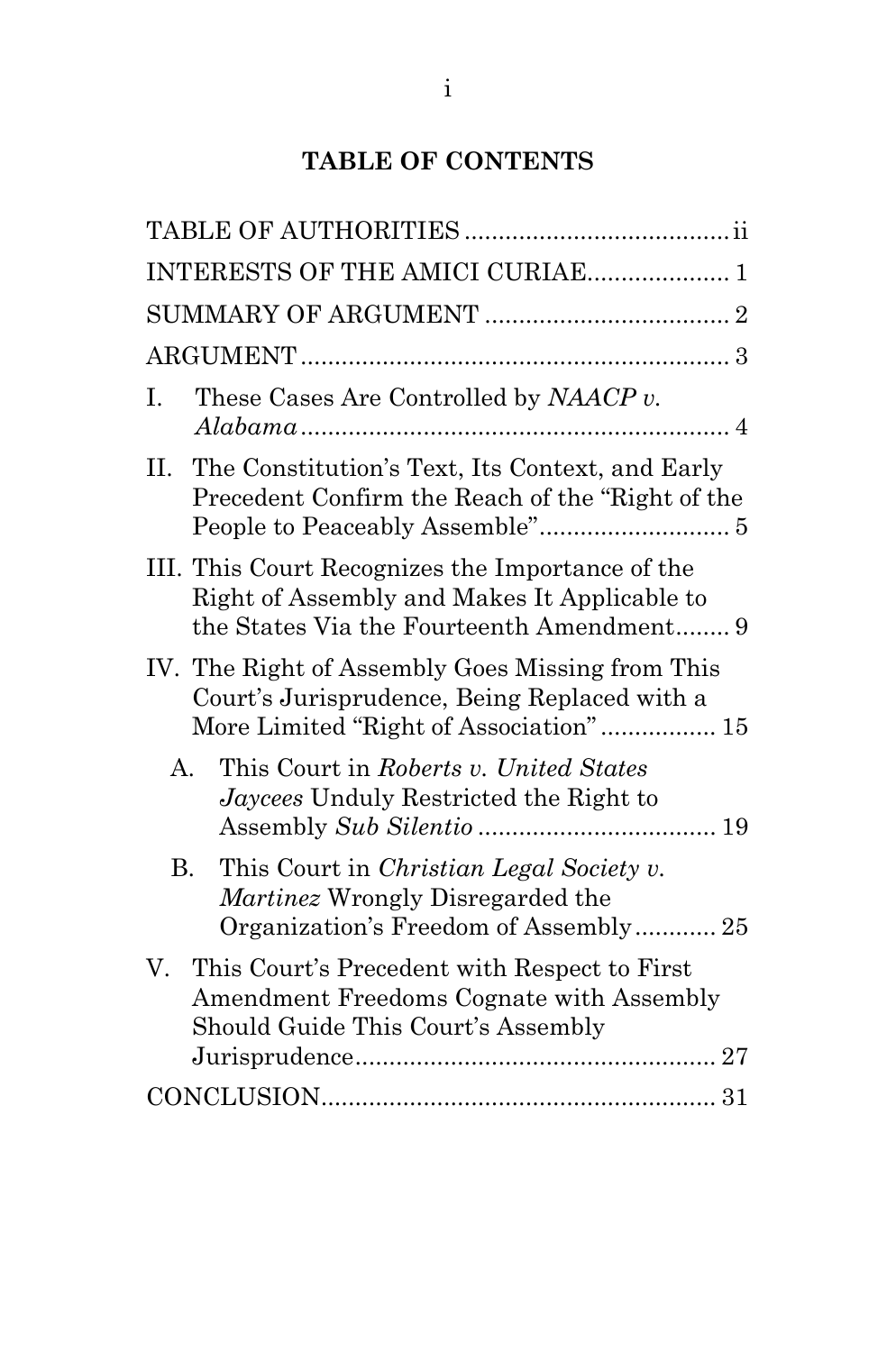# TABLE OF CONTENTS

TABLE OF AUTHORITIES ....................................... ii

INTERESTS OF THE AMICI CURIAE..................... 1

SUMMARY OF ARGUMENT .................................... 2

ARGUMENT ............................................................... 3

I. These Cases Are Controlled by *NAACP v. Alabama* ............................................................... 4

II. The Constitution's Text, Its Context, and Early Precedent Confirm the Reach of the "Right of the People to Peaceably Assemble"............................ 5

III. This Court Recognizes the Importance of the Right of Assembly and Makes It Applicable to the States Via the Fourteenth Amendment........ 9

IV. The Right of Assembly Goes Missing from This Court's Jurisprudence, Being Replaced with a More Limited "Right of Association" ................. 15

   A. This Court in *Roberts v. United States Jaycees* Unduly Restricted the Right to Assembly *Sub Silentio* ................................... 19

   B. This Court in *Christian Legal Society v. Martinez* Wrongly Disregarded the Organization's Freedom of Assembly ............ 25

V. This Court's Precedent with Respect to First Amendment Freedoms Cognate with Assembly Should Guide This Court's Assembly Jurisprudence...................................................... 27

CONCLUSION.......................................................... 31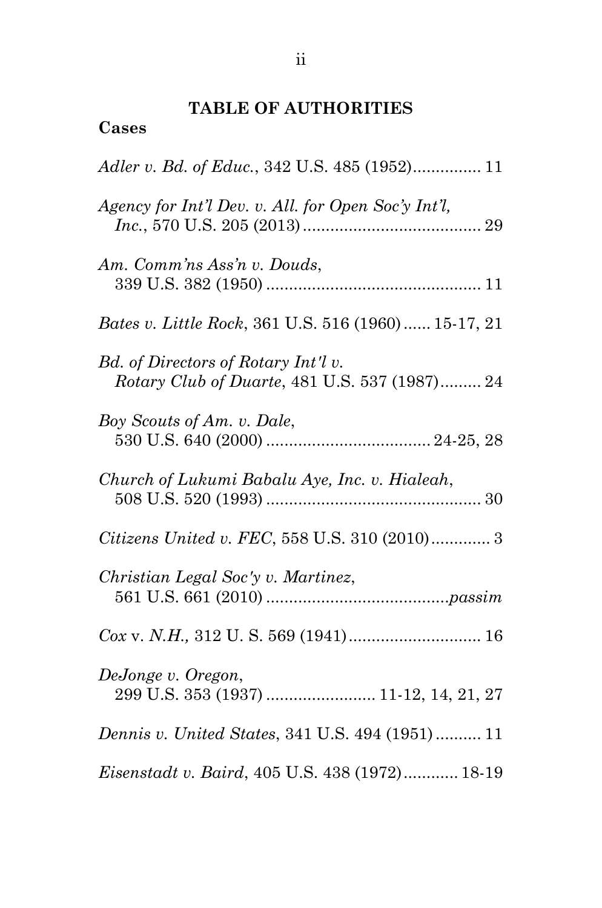## TABLE OF AUTHORITIES

**Cases**

*Adler v. Bd. of Educ.*, 342 U.S. 485 (1952)............... 11

*Agency for Int'l Dev. v. All. for Open Soc'y Int'l, Inc.*, 570 U.S. 205 (2013)....................................... 29

*Am. Comm'ns Ass'n v. Douds*, 339 U.S. 382 (1950) ............................................... 11

*Bates v. Little Rock*, 361 U.S. 516 (1960)...... 15-17, 21

*Bd. of Directors of Rotary Int'l v. Rotary Club of Duarte*, 481 U.S. 537 (1987)......... 24

*Boy Scouts of Am. v. Dale*, 530 U.S. 640 (2000) .................................... 24-25, 28

*Church of Lukumi Babalu Aye, Inc. v. Hialeah*, 508 U.S. 520 (1993) ............................................... 30

*Citizens United v. FEC*, 558 U.S. 310 (2010)............. 3

*Christian Legal Soc'y v. Martinez*, 561 U.S. 661 (2010) .......................................*passim*

*Cox* v. *N.H.,* 312 U. S. 569 (1941)............................ 16

*DeJonge v. Oregon*, 299 U.S. 353 (1937) ........................ 11-12, 14, 21, 27

*Dennis v. United States*, 341 U.S. 494 (1951).......... 11

*Eisenstadt v. Baird*, 405 U.S. 438 (1972)............ 18-19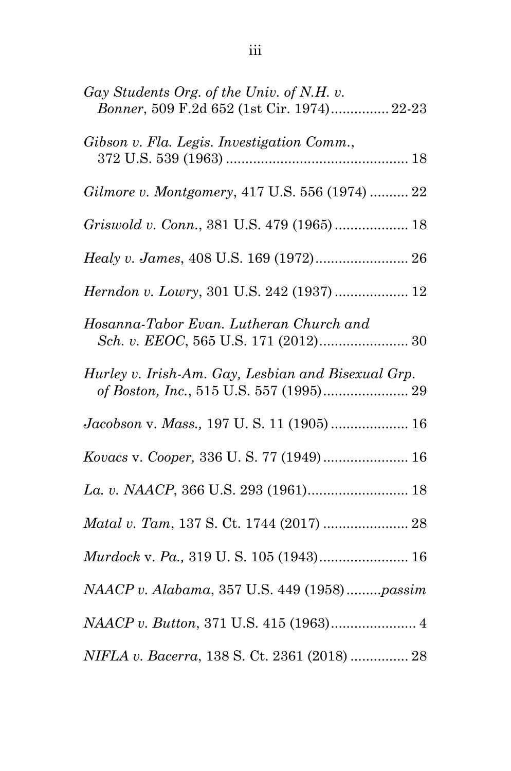*Gay Students Org. of the Univ. of N.H. v. Bonner*, 509 F.2d 652 (1st Cir. 1974).............. 22-23

*Gibson v. Fla. Legis. Investigation Comm.*, 372 U.S. 539 (1963) .............................................. 18

*Gilmore v. Montgomery*, 417 U.S. 556 (1974) .......... 22

*Griswold v. Conn.*, 381 U.S. 479 (1965) ................... 18

*Healy v. James*, 408 U.S. 169 (1972)........................ 26

*Herndon v. Lowry*, 301 U.S. 242 (1937) ................... 12

*Hosanna-Tabor Evan. Lutheran Church and Sch. v. EEOC*, 565 U.S. 171 (2012)....................... 30

*Hurley v. Irish-Am. Gay, Lesbian and Bisexual Grp. of Boston, Inc.*, 515 U.S. 557 (1995)...................... 29

*Jacobson* v. *Mass.,* 197 U. S. 11 (1905) .................... 16

*Kovacs* v. *Cooper,* 336 U. S. 77 (1949) ...................... 16

*La. v. NAACP*, 366 U.S. 293 (1961).......................... 18

*Matal v. Tam*, 137 S. Ct. 1744 (2017) ...................... 28

*Murdock* v. *Pa.,* 319 U. S. 105 (1943)....................... 16

*NAACP v. Alabama*, 357 U.S. 449 (1958).........*passim*

*NAACP v. Button*, 371 U.S. 415 (1963)...................... 4

*NIFLA v. Bacerra*, 138 S. Ct. 2361 (2018) ............... 28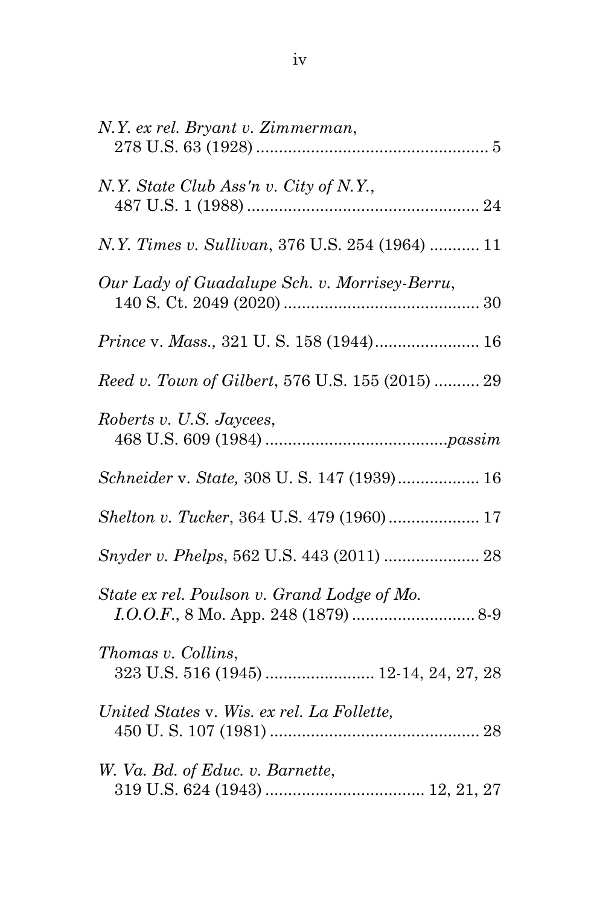*N.Y. ex rel. Bryant v. Zimmerman*,
278 U.S. 63 (1928) .................................................... 5

*N.Y. State Club Ass'n v. City of N.Y.*,
487 U.S. 1 (1988) .................................................... 24

*N.Y. Times v. Sullivan*, 376 U.S. 254 (1964) ........... 11

*Our Lady of Guadalupe Sch. v. Morrisey-Berru*,
140 S. Ct. 2049 (2020) ............................................ 30

*Prince* v. *Mass.,* 321 U. S. 158 (1944)....................... 16

*Reed v. Town of Gilbert*, 576 U.S. 155 (2015) .......... 29

*Roberts v. U.S. Jaycees*,
468 U.S. 609 (1984) ........................................*passim*

*Schneider* v. *State,* 308 U. S. 147 (1939).................. 16

*Shelton v. Tucker*, 364 U.S. 479 (1960).................... 17

*Snyder v. Phelps*, 562 U.S. 443 (2011) ..................... 28

*State ex rel. Poulson v. Grand Lodge of Mo. I.O.O.F.*, 8 Mo. App. 248 (1879) ........................... 8-9

*Thomas v. Collins*,
323 U.S. 516 (1945) ........................ 12-14, 24, 27, 28

*United States* v. *Wis. ex rel. La Follette,*
450 U. S. 107 (1981) ............................................... 28

*W. Va. Bd. of Educ. v. Barnette*,
319 U.S. 624 (1943) ................................... 12, 21, 27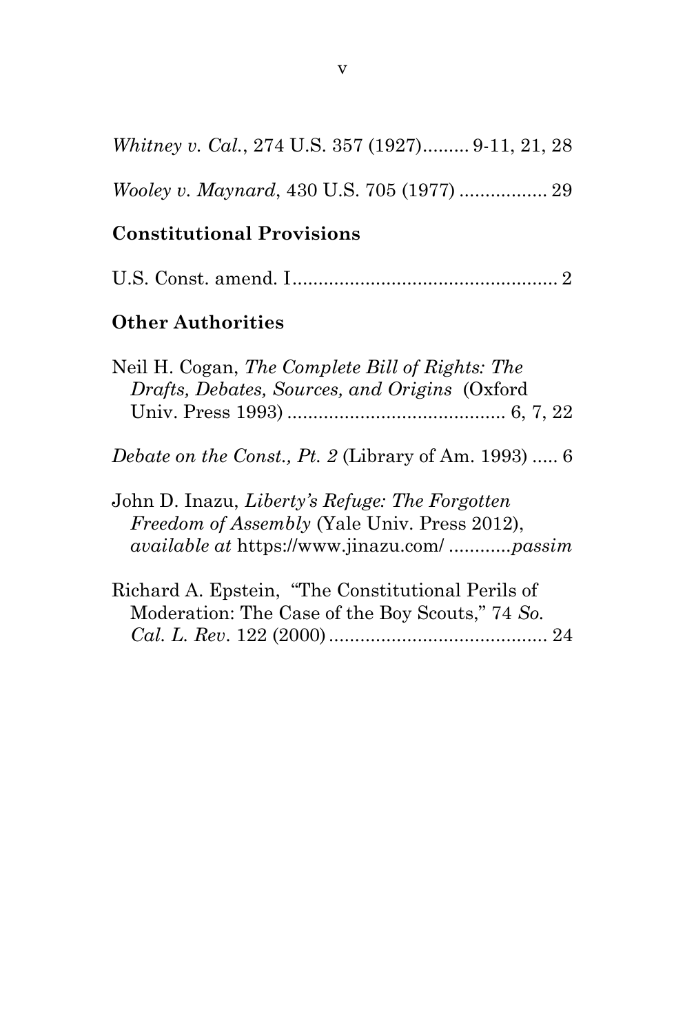*Whitney v. Cal.*, 274 U.S. 357 (1927)......... 9-11, 21, 28

*Wooley v. Maynard*, 430 U.S. 705 (1977) ................. 29

## Constitutional Provisions

U.S. Const. amend. I.................................................. 2

## Other Authorities

Neil H. Cogan, *The Complete Bill of Rights: The Drafts, Debates, Sources, and Origins* (Oxford Univ. Press 1993) .......................................... 6, 7, 22

*Debate on the Const., Pt. 2* (Library of Am. 1993) ..... 6

John D. Inazu, *Liberty's Refuge: The Forgotten Freedom of Assembly* (Yale Univ. Press 2012), *available at* https://www.jinazu.com/ ............*passim*

Richard A. Epstein, "The Constitutional Perils of Moderation: The Case of the Boy Scouts," 74 *So. Cal. L. Rev*. 122 (2000).......................................... 24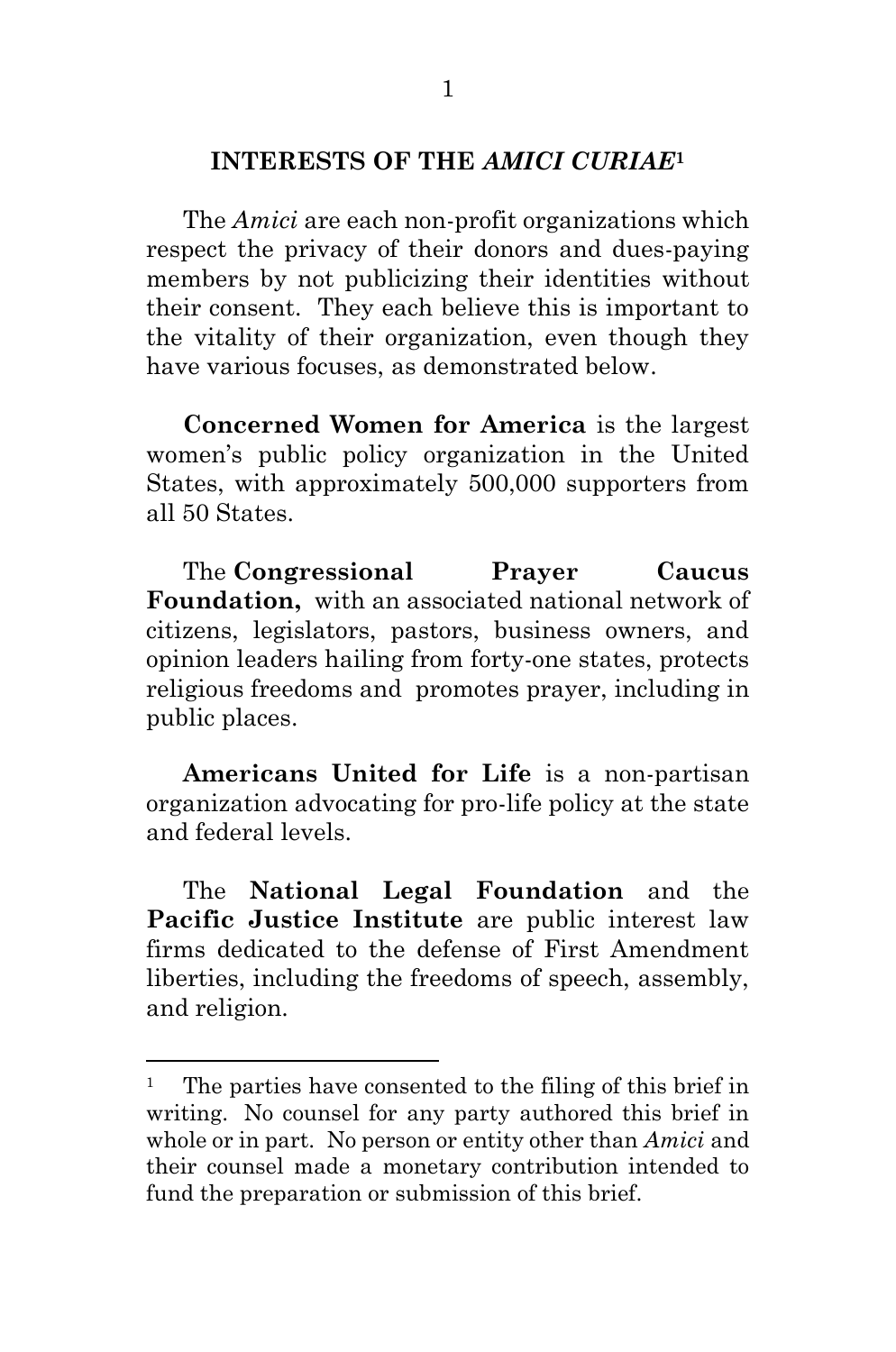## INTERESTS OF THE *AMICI CURIAE*[1]

The *Amici* are each non-profit organizations which respect the privacy of their donors and dues-paying members by not publicizing their identities without their consent. They each believe this is important to the vitality of their organization, even though they have various focuses, as demonstrated below.

**Concerned Women for America** is the largest women's public policy organization in the United States, with approximately 500,000 supporters from all 50 States.

The **Congressional Prayer Caucus Foundation,** with an associated national network of citizens, legislators, pastors, business owners, and opinion leaders hailing from forty-one states, protects religious freedoms and promotes prayer, including in public places.

**Americans United for Life** is a non-partisan organization advocating for pro-life policy at the state and federal levels.

The **National Legal Foundation** and the **Pacific Justice Institute** are public interest law firms dedicated to the defense of First Amendment liberties, including the freedoms of speech, assembly, and religion.

---

[1] The parties have consented to the filing of this brief in writing. No counsel for any party authored this brief in whole or in part. No person or entity other than *Amici* and their counsel made a monetary contribution intended to fund the preparation or submission of this brief.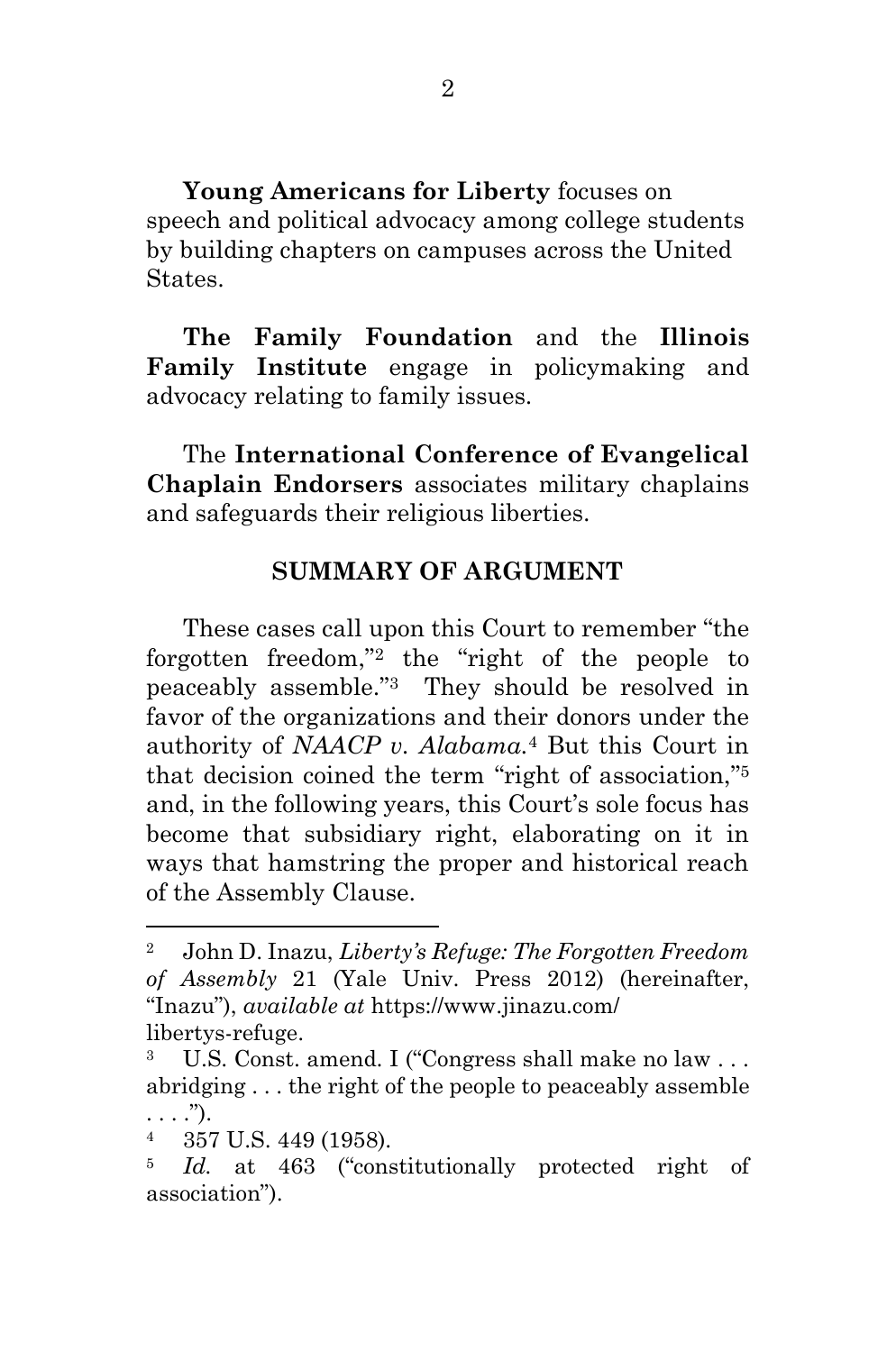**Young Americans for Liberty** focuses on speech and political advocacy among college students by building chapters on campuses across the United States.

**The Family Foundation** and the **Illinois Family Institute** engage in policymaking and advocacy relating to family issues.

The **International Conference of Evangelical Chaplain Endorsers** associates military chaplains and safeguards their religious liberties.

## SUMMARY OF ARGUMENT

These cases call upon this Court to remember "the forgotten freedom,"[2] the "right of the people to peaceably assemble."[3] They should be resolved in favor of the organizations and their donors under the authority of *NAACP v. Alabama.*[4] But this Court in that decision coined the term "right of association,"[5] and, in the following years, this Court's sole focus has become that subsidiary right, elaborating on it in ways that hamstring the proper and historical reach of the Assembly Clause.

---

[2] John D. Inazu, *Liberty's Refuge: The Forgotten Freedom of Assembly* 21 (Yale Univ. Press 2012) (hereinafter, "Inazu"), *available at* https://www.jinazu.com/libertys-refuge.

[3] U.S. Const. amend. I ("Congress shall make no law . . . abridging . . . the right of the people to peaceably assemble . . . .").

[4] 357 U.S. 449 (1958).

[5] *Id.* at 463 ("constitutionally protected right of association").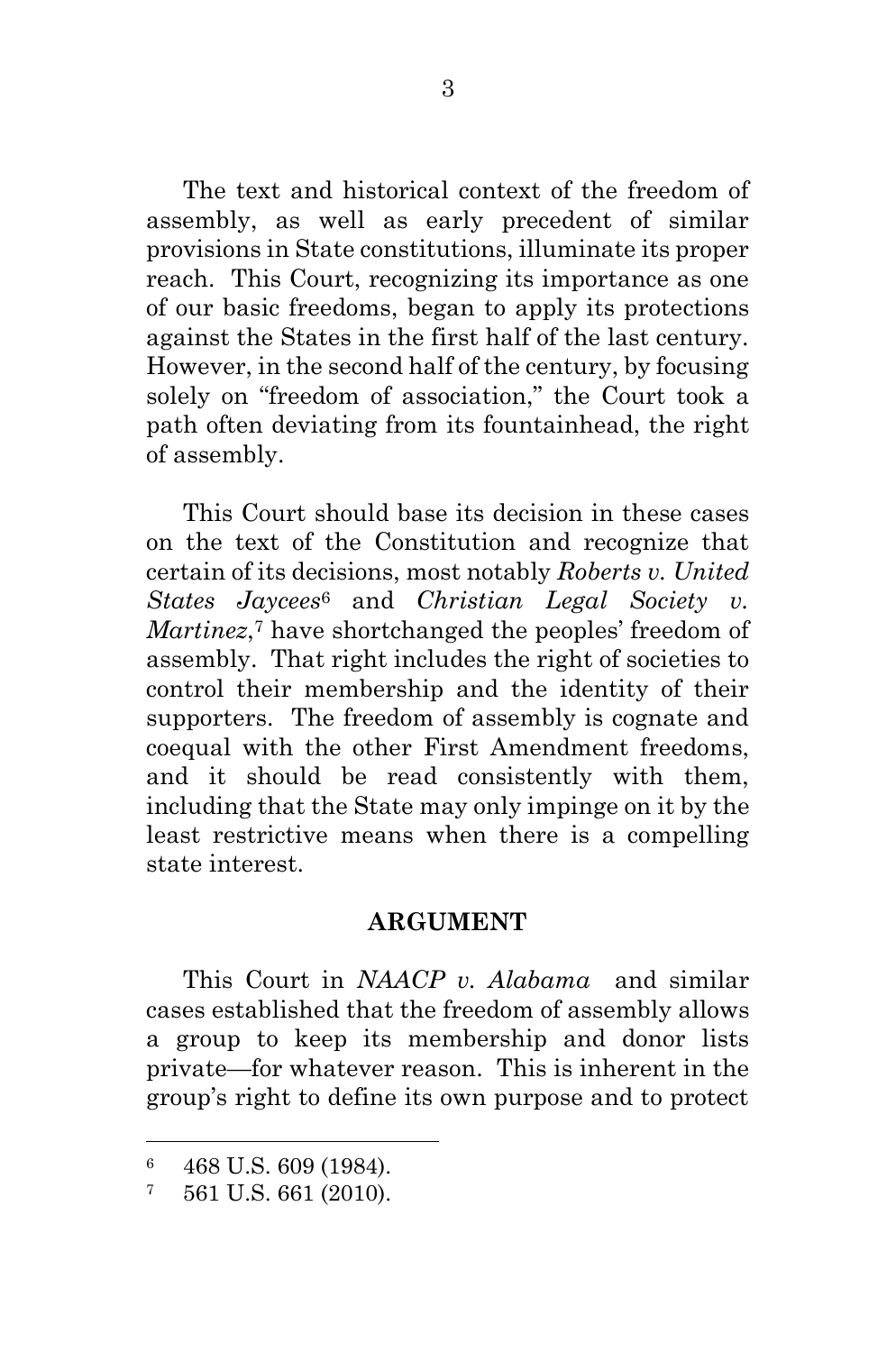The text and historical context of the freedom of assembly, as well as early precedent of similar provisions in State constitutions, illuminate its proper reach. This Court, recognizing its importance as one of our basic freedoms, began to apply its protections against the States in the first half of the last century. However, in the second half of the century, by focusing solely on "freedom of association," the Court took a path often deviating from its fountainhead, the right of assembly.

This Court should base its decision in these cases on the text of the Constitution and recognize that certain of its decisions, most notably *Roberts v. United States Jaycees*[6] and *Christian Legal Society v. Martinez*,[7] have shortchanged the peoples' freedom of assembly. That right includes the right of societies to control their membership and the identity of their supporters. The freedom of assembly is cognate and coequal with the other First Amendment freedoms, and it should be read consistently with them, including that the State may only impinge on it by the least restrictive means when there is a compelling state interest.

## ARGUMENT

This Court in *NAACP v. Alabama* and similar cases established that the freedom of assembly allows a group to keep its membership and donor lists private—for whatever reason. This is inherent in the group's right to define its own purpose and to protect

---

[6] 468 U.S. 609 (1984).

[7] 561 U.S. 661 (2010).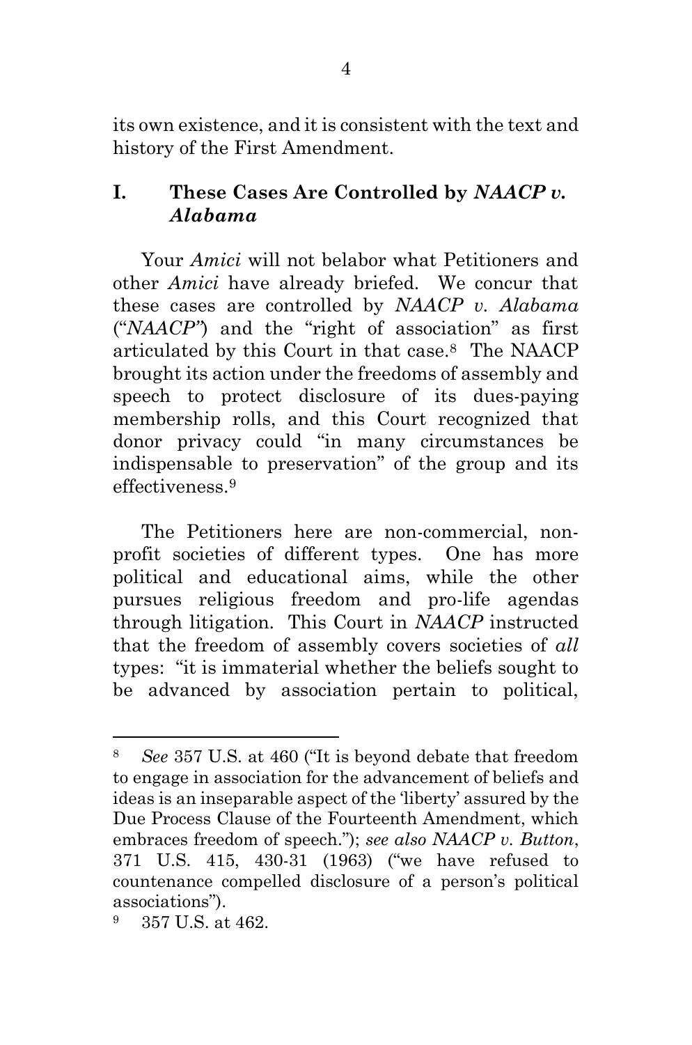its own existence, and it is consistent with the text and history of the First Amendment.

## I. These Cases Are Controlled by *NAACP v. Alabama*

Your *Amici* will not belabor what Petitioners and other *Amici* have already briefed. We concur that these cases are controlled by *NAACP v. Alabama* ("*NAACP*") and the "right of association" as first articulated by this Court in that case.[8] The NAACP brought its action under the freedoms of assembly and speech to protect disclosure of its dues-paying membership rolls, and this Court recognized that donor privacy could "in many circumstances be indispensable to preservation" of the group and its effectiveness.[9]

The Petitioners here are non-commercial, non-profit societies of different types. One has more political and educational aims, while the other pursues religious freedom and pro-life agendas through litigation. This Court in *NAACP* instructed that the freedom of assembly covers societies of *all* types: "it is immaterial whether the beliefs sought to be advanced by association pertain to political,

---

[8] *See* 357 U.S. at 460 ("It is beyond debate that freedom to engage in association for the advancement of beliefs and ideas is an inseparable aspect of the 'liberty' assured by the Due Process Clause of the Fourteenth Amendment, which embraces freedom of speech."); *see also NAACP v. Button*, 371 U.S. 415, 430-31 (1963) ("we have refused to countenance compelled disclosure of a person's political associations").

[9] 357 U.S. at 462.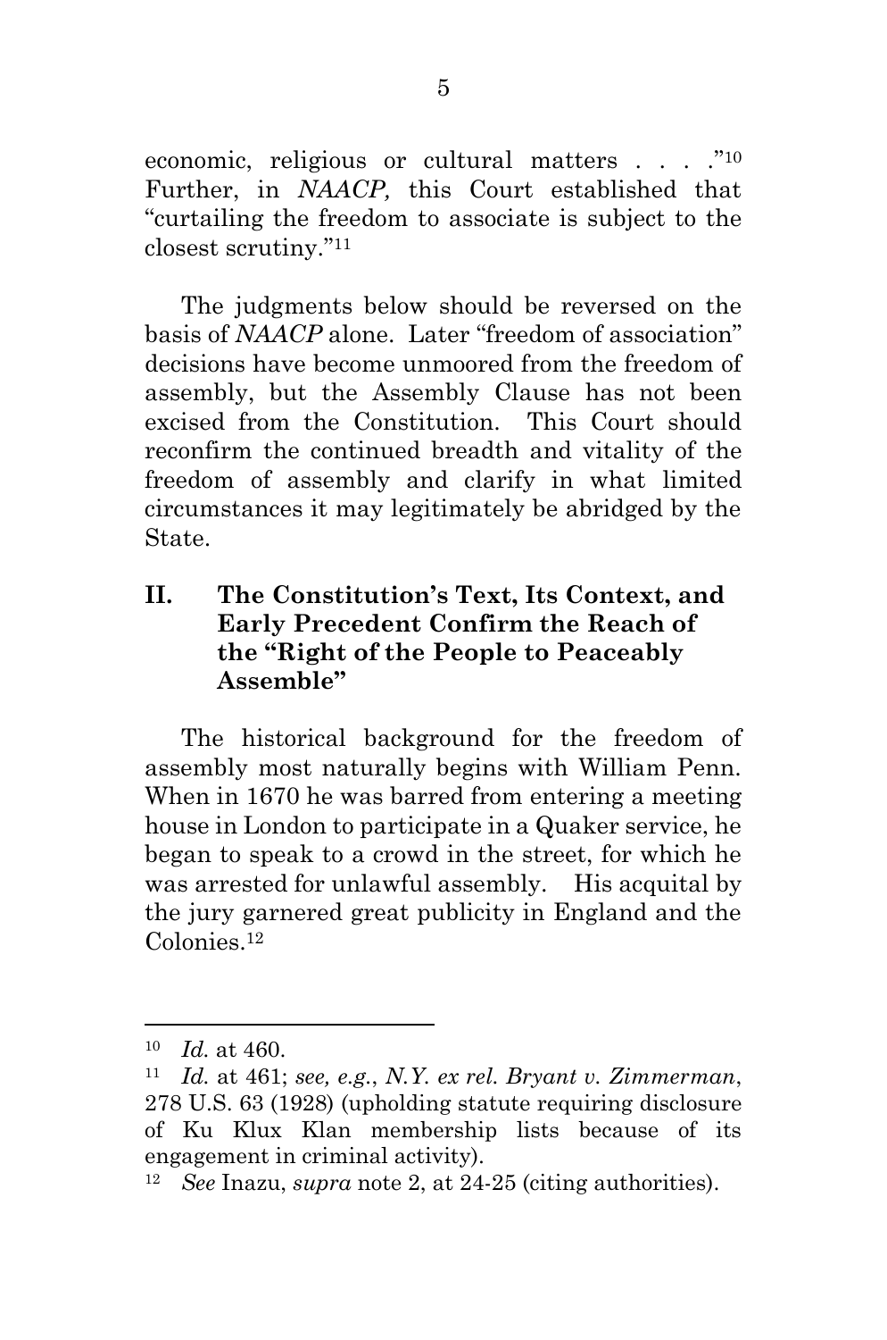economic, religious or cultural matters . . . ."[10] Further, in *NAACP,* this Court established that "curtailing the freedom to associate is subject to the closest scrutiny."[11]

The judgments below should be reversed on the basis of *NAACP* alone. Later "freedom of association" decisions have become unmoored from the freedom of assembly, but the Assembly Clause has not been excised from the Constitution. This Court should reconfirm the continued breadth and vitality of the freedom of assembly and clarify in what limited circumstances it may legitimately be abridged by the State.

## II. The Constitution's Text, Its Context, and Early Precedent Confirm the Reach of the "Right of the People to Peaceably Assemble"

The historical background for the freedom of assembly most naturally begins with William Penn. When in 1670 he was barred from entering a meeting house in London to participate in a Quaker service, he began to speak to a crowd in the street, for which he was arrested for unlawful assembly. His acquital by the jury garnered great publicity in England and the Colonies.[12]

---

[10] *Id.* at 460.

[11] *Id.* at 461; *see, e.g.*, *N.Y. ex rel. Bryant v. Zimmerman*, 278 U.S. 63 (1928) (upholding statute requiring disclosure of Ku Klux Klan membership lists because of its engagement in criminal activity).

[12] *See* Inazu, *supra* note 2, at 24-25 (citing authorities).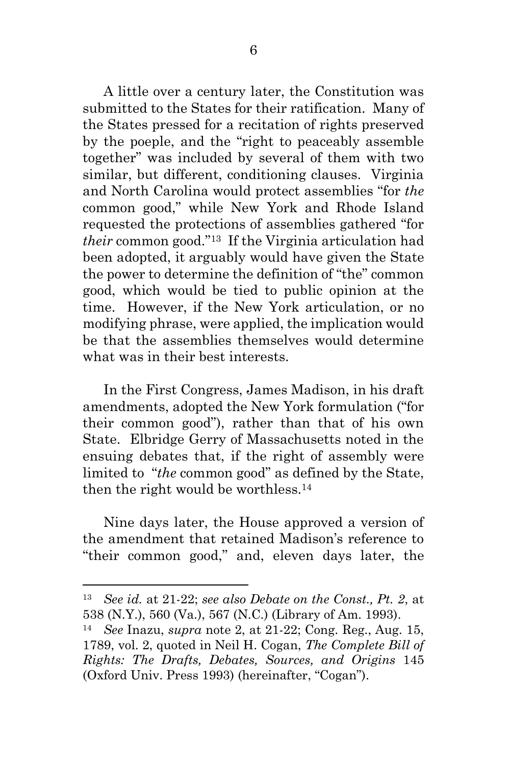A little over a century later, the Constitution was submitted to the States for their ratification. Many of the States pressed for a recitation of rights preserved by the poeple, and the "right to peaceably assemble together" was included by several of them with two similar, but different, conditioning clauses. Virginia and North Carolina would protect assemblies "for *the* common good," while New York and Rhode Island requested the protections of assemblies gathered "for *their* common good."[13] If the Virginia articulation had been adopted, it arguably would have given the State the power to determine the definition of "the" common good, which would be tied to public opinion at the time. However, if the New York articulation, or no modifying phrase, were applied, the implication would be that the assemblies themselves would determine what was in their best interests.

In the First Congress, James Madison, in his draft amendments, adopted the New York formulation ("for their common good"), rather than that of his own State. Elbridge Gerry of Massachusetts noted in the ensuing debates that, if the right of assembly were limited to "*the* common good" as defined by the State, then the right would be worthless.[14]

Nine days later, the House approved a version of the amendment that retained Madison's reference to "their common good," and, eleven days later, the

---

[13] *See id.* at 21-22; *see also Debate on the Const., Pt. 2*, at 538 (N.Y.), 560 (Va.), 567 (N.C.) (Library of Am. 1993).

[14] *See* Inazu, *supra* note 2, at 21-22; Cong. Reg., Aug. 15, 1789, vol. 2, quoted in Neil H. Cogan, *The Complete Bill of Rights: The Drafts, Debates, Sources, and Origins* 145 (Oxford Univ. Press 1993) (hereinafter, "Cogan").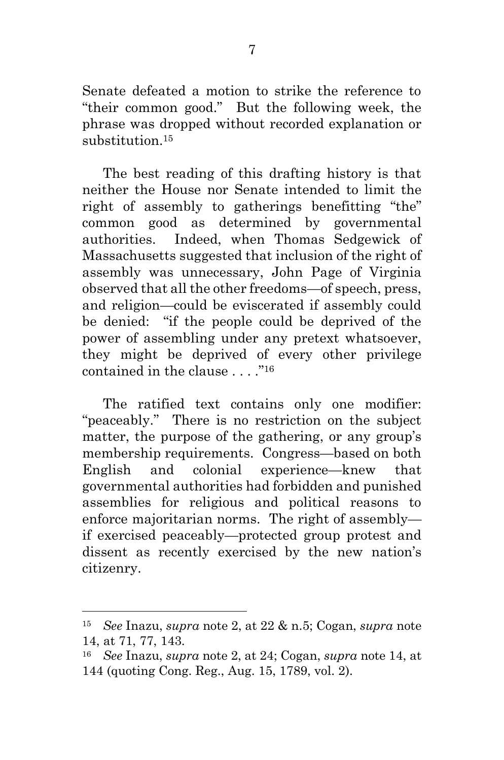Senate defeated a motion to strike the reference to "their common good." But the following week, the phrase was dropped without recorded explanation or substitution.[15]

The best reading of this drafting history is that neither the House nor Senate intended to limit the right of assembly to gatherings benefitting "the" common good as determined by governmental authorities. Indeed, when Thomas Sedgewick of Massachusetts suggested that inclusion of the right of assembly was unnecessary, John Page of Virginia observed that all the other freedoms—of speech, press, and religion—could be eviscerated if assembly could be denied: "if the people could be deprived of the power of assembling under any pretext whatsoever, they might be deprived of every other privilege contained in the clause . . . ."[16]

The ratified text contains only one modifier: "peaceably." There is no restriction on the subject matter, the purpose of the gathering, or any group's membership requirements. Congress—based on both English and colonial experience—knew that governmental authorities had forbidden and punished assemblies for religious and political reasons to enforce majoritarian norms. The right of assembly—if exercised peaceably—protected group protest and dissent as recently exercised by the new nation's citizenry.

---

[15] *See* Inazu, *supra* note 2, at 22 & n.5; Cogan, *supra* note 14, at 71, 77, 143.

[16] *See* Inazu, *supra* note 2, at 24; Cogan, *supra* note 14, at 144 (quoting Cong. Reg., Aug. 15, 1789, vol. 2).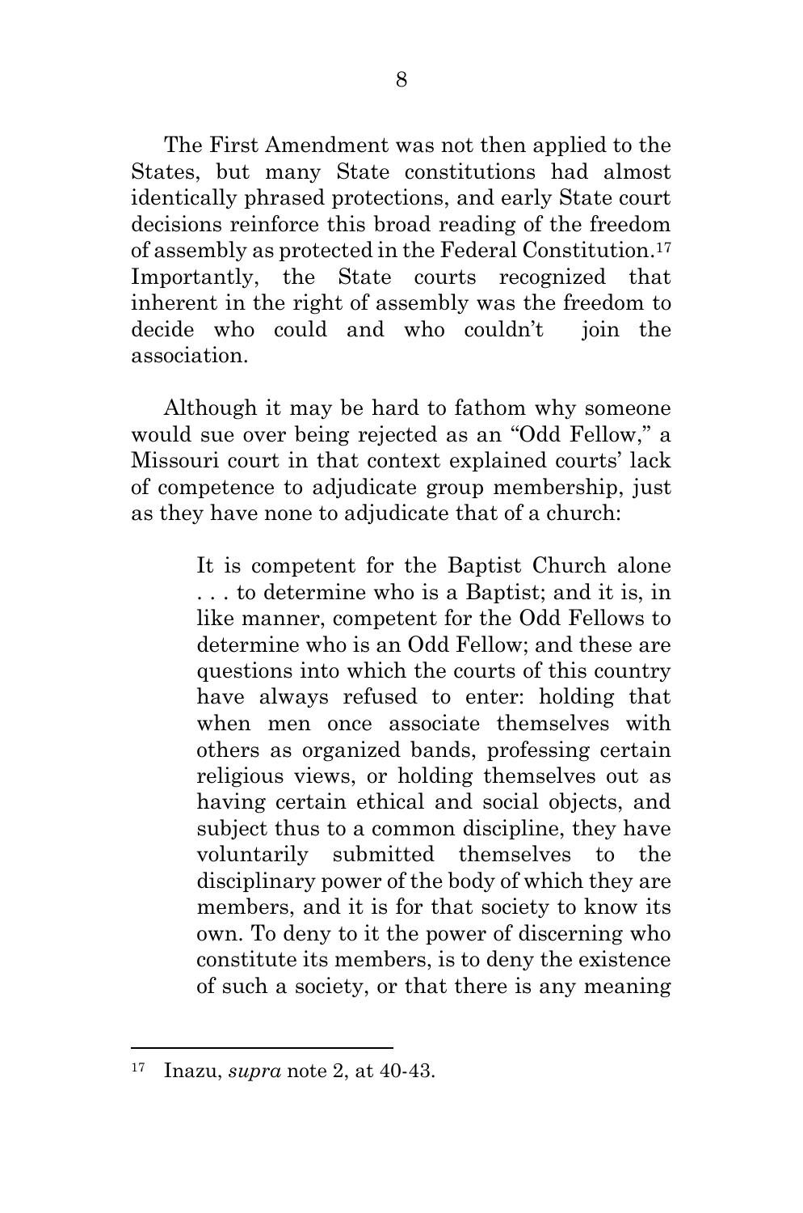The First Amendment was not then applied to the States, but many State constitutions had almost identically phrased protections, and early State court decisions reinforce this broad reading of the freedom of assembly as protected in the Federal Constitution.[17] Importantly, the State courts recognized that inherent in the right of assembly was the freedom to decide who could and who couldn't join the association.

Although it may be hard to fathom why someone would sue over being rejected as an "Odd Fellow," a Missouri court in that context explained courts' lack of competence to adjudicate group membership, just as they have none to adjudicate that of a church:

> It is competent for the Baptist Church alone . . . to determine who is a Baptist; and it is, in like manner, competent for the Odd Fellows to determine who is an Odd Fellow; and these are questions into which the courts of this country have always refused to enter: holding that when men once associate themselves with others as organized bands, professing certain religious views, or holding themselves out as having certain ethical and social objects, and subject thus to a common discipline, they have voluntarily submitted themselves to the disciplinary power of the body of which they are members, and it is for that society to know its own. To deny to it the power of discerning who constitute its members, is to deny the existence of such a society, or that there is any meaning

---

[17] Inazu, *supra* note 2, at 40-43.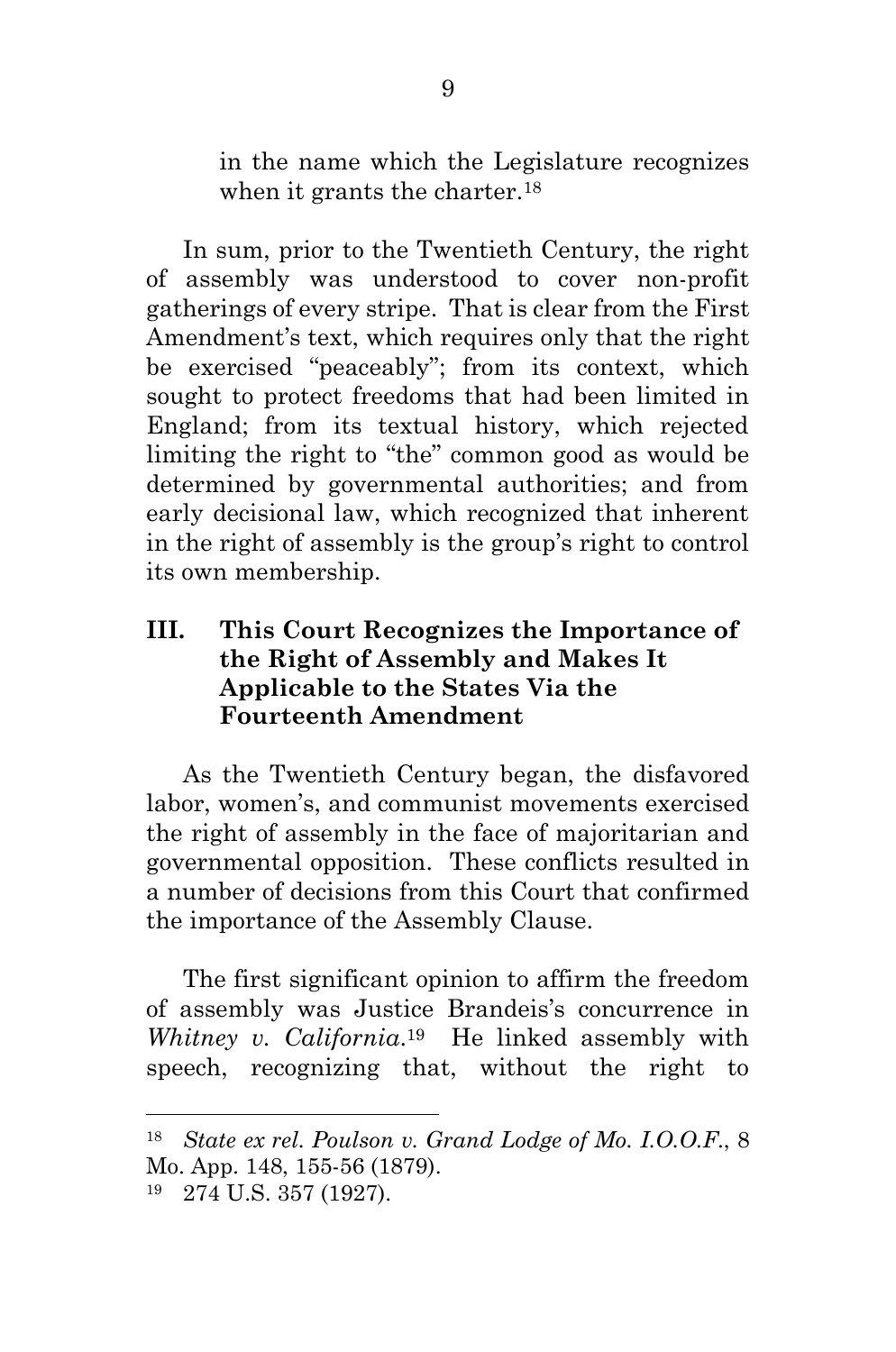in the name which the Legislature recognizes when it grants the charter.[18]

In sum, prior to the Twentieth Century, the right of assembly was understood to cover non-profit gatherings of every stripe. That is clear from the First Amendment's text, which requires only that the right be exercised "peaceably"; from its context, which sought to protect freedoms that had been limited in England; from its textual history, which rejected limiting the right to "the" common good as would be determined by governmental authorities; and from early decisional law, which recognized that inherent in the right of assembly is the group's right to control its own membership.

## III. This Court Recognizes the Importance of the Right of Assembly and Makes It Applicable to the States Via the Fourteenth Amendment

As the Twentieth Century began, the disfavored labor, women's, and communist movements exercised the right of assembly in the face of majoritarian and governmental opposition. These conflicts resulted in a number of decisions from this Court that confirmed the importance of the Assembly Clause.

The first significant opinion to affirm the freedom of assembly was Justice Brandeis's concurrence in *Whitney v. California*.[19] He linked assembly with speech, recognizing that, without the right to

---

[18] *State ex rel. Poulson v. Grand Lodge of Mo. I.O.O.F.*, 8 Mo. App. 148, 155-56 (1879).

[19] 274 U.S. 357 (1927).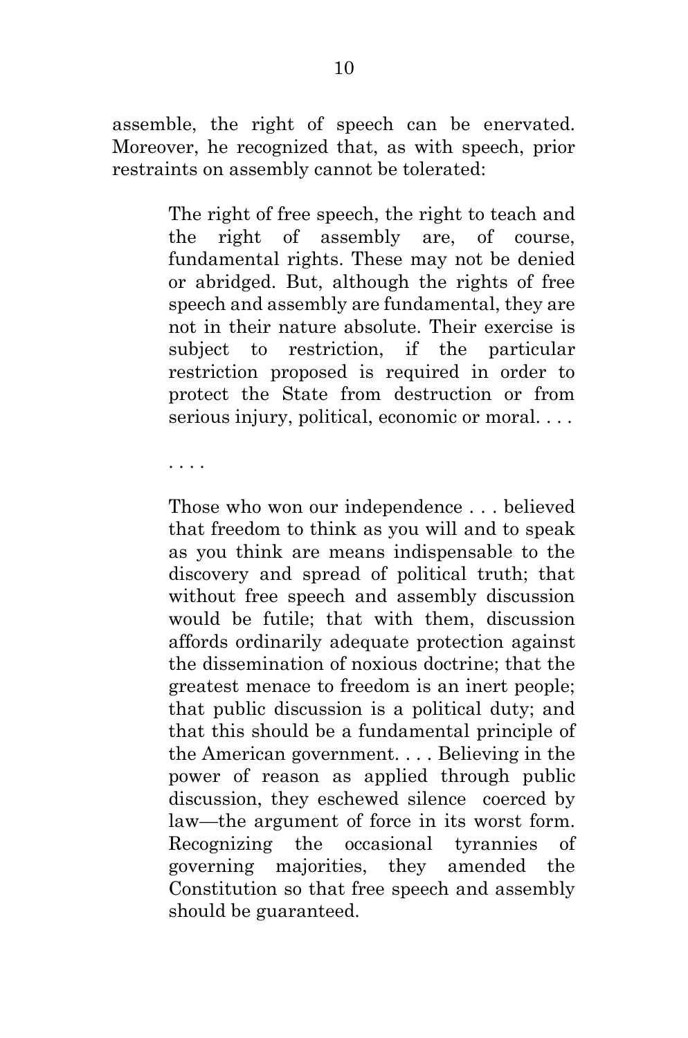assemble, the right of speech can be enervated. Moreover, he recognized that, as with speech, prior restraints on assembly cannot be tolerated:

> The right of free speech, the right to teach and the right of assembly are, of course, fundamental rights. These may not be denied or abridged. But, although the rights of free speech and assembly are fundamental, they are not in their nature absolute. Their exercise is subject to restriction, if the particular restriction proposed is required in order to protect the State from destruction or from serious injury, political, economic or moral. . . .
>
> . . . .
>
> Those who won our independence . . . believed that freedom to think as you will and to speak as you think are means indispensable to the discovery and spread of political truth; that without free speech and assembly discussion would be futile; that with them, discussion affords ordinarily adequate protection against the dissemination of noxious doctrine; that the greatest menace to freedom is an inert people; that public discussion is a political duty; and that this should be a fundamental principle of the American government. . . . Believing in the power of reason as applied through public discussion, they eschewed silence coerced by law—the argument of force in its worst form. Recognizing the occasional tyrannies of governing majorities, they amended the Constitution so that free speech and assembly should be guaranteed.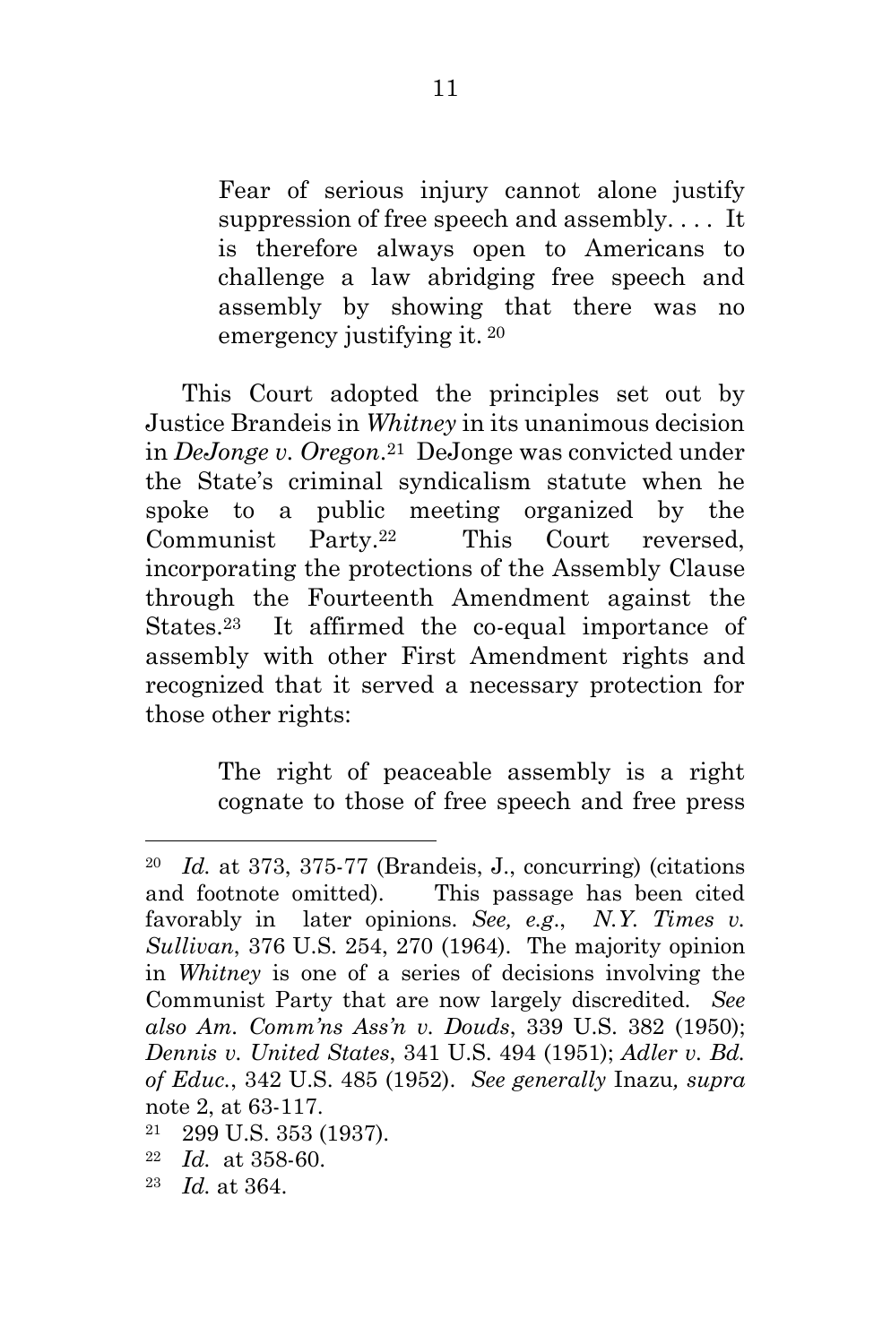> Fear of serious injury cannot alone justify suppression of free speech and assembly. . . . It is therefore always open to Americans to challenge a law abridging free speech and assembly by showing that there was no emergency justifying it.[20]

This Court adopted the principles set out by Justice Brandeis in *Whitney* in its unanimous decision in *DeJonge v. Oregon*.[21] DeJonge was convicted under the State's criminal syndicalism statute when he spoke to a public meeting organized by the Communist Party.[22] This Court reversed, incorporating the protections of the Assembly Clause through the Fourteenth Amendment against the States.[23] It affirmed the co-equal importance of assembly with other First Amendment rights and recognized that it served a necessary protection for those other rights:

> The right of peaceable assembly is a right cognate to those of free speech and free press

---

[20] *Id.* at 373, 375-77 (Brandeis, J., concurring) (citations and footnote omitted). This passage has been cited favorably in later opinions. *See, e.g.*, *N.Y. Times v. Sullivan*, 376 U.S. 254, 270 (1964). The majority opinion in *Whitney* is one of a series of decisions involving the Communist Party that are now largely discredited. *See also Am. Comm'ns Ass'n v. Douds*, 339 U.S. 382 (1950); *Dennis v. United States*, 341 U.S. 494 (1951); *Adler v. Bd. of Educ.*, 342 U.S. 485 (1952). *See generally* Inazu*, supra* note 2, at 63-117.

[21] 299 U.S. 353 (1937).

[22] *Id.* at 358-60.

[23] *Id.* at 364.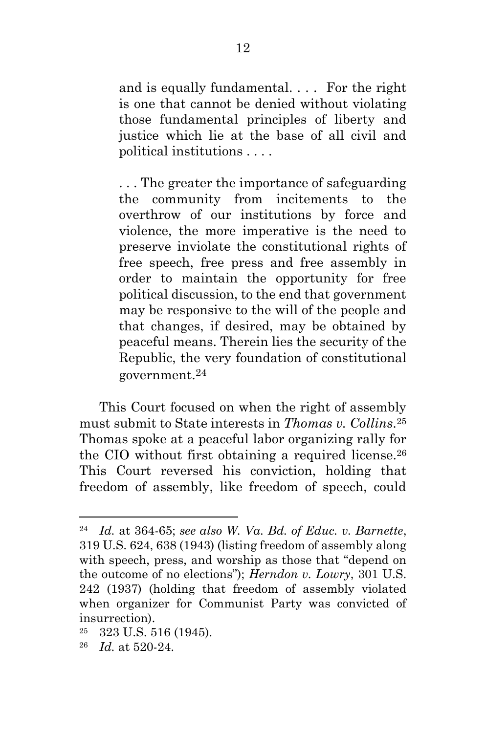> and is equally fundamental. . . . For the right is one that cannot be denied without violating those fundamental principles of liberty and justice which lie at the base of all civil and political institutions . . . .
>
> . . . The greater the importance of safeguarding the community from incitements to the overthrow of our institutions by force and violence, the more imperative is the need to preserve inviolate the constitutional rights of free speech, free press and free assembly in order to maintain the opportunity for free political discussion, to the end that government may be responsive to the will of the people and that changes, if desired, may be obtained by peaceful means. Therein lies the security of the Republic, the very foundation of constitutional government.[24]

This Court focused on when the right of assembly must submit to State interests in *Thomas v. Collins*.[25] Thomas spoke at a peaceful labor organizing rally for the CIO without first obtaining a required license.[26] This Court reversed his conviction, holding that freedom of assembly, like freedom of speech, could

---

[24] *Id.* at 364-65; *see also W. Va. Bd. of Educ. v. Barnette*, 319 U.S. 624, 638 (1943) (listing freedom of assembly along with speech, press, and worship as those that "depend on the outcome of no elections"); *Herndon v. Lowry*, 301 U.S. 242 (1937) (holding that freedom of assembly violated when organizer for Communist Party was convicted of insurrection).

[25] 323 U.S. 516 (1945).

[26] *Id.* at 520-24.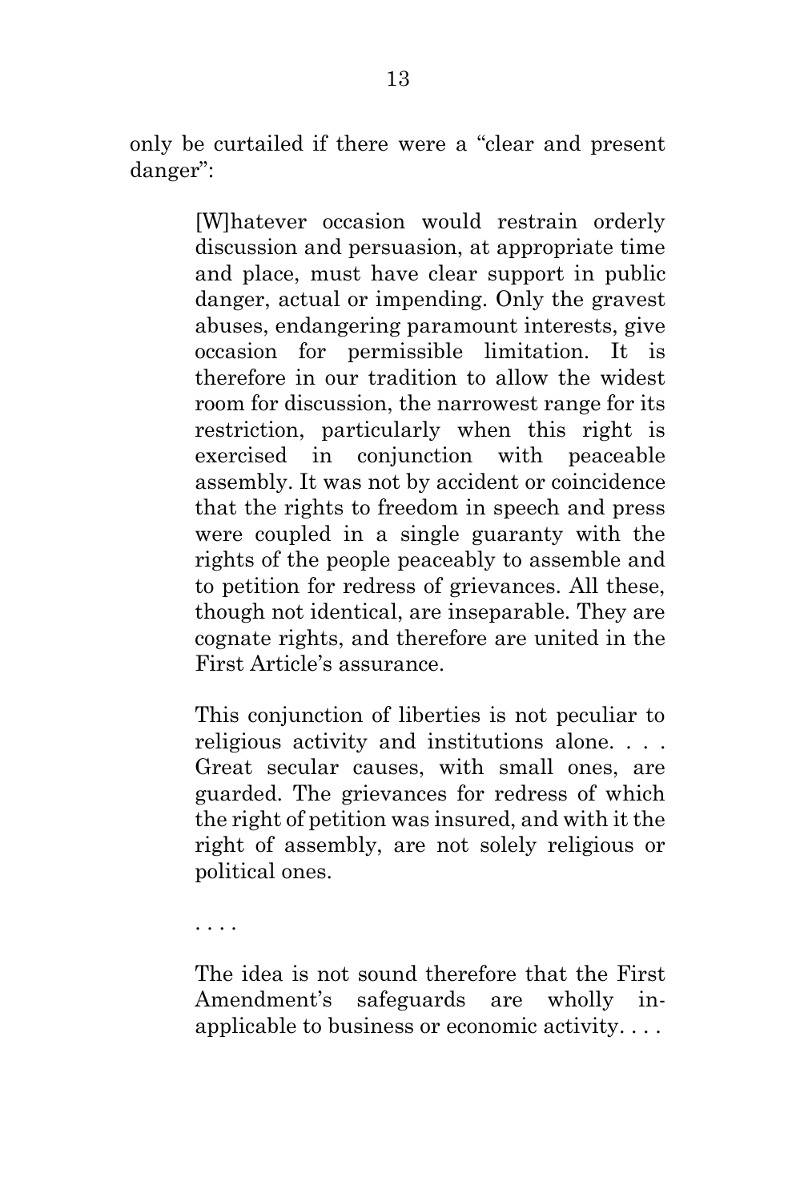only be curtailed if there were a "clear and present danger":

> [W]hatever occasion would restrain orderly discussion and persuasion, at appropriate time and place, must have clear support in public danger, actual or impending. Only the gravest abuses, endangering paramount interests, give occasion for permissible limitation. It is therefore in our tradition to allow the widest room for discussion, the narrowest range for its restriction, particularly when this right is exercised in conjunction with peaceable assembly. It was not by accident or coincidence that the rights to freedom in speech and press were coupled in a single guaranty with the rights of the people peaceably to assemble and to petition for redress of grievances. All these, though not identical, are inseparable. They are cognate rights, and therefore are united in the First Article's assurance.
>
> This conjunction of liberties is not peculiar to religious activity and institutions alone. . . . Great secular causes, with small ones, are guarded. The grievances for redress of which the right of petition was insured, and with it the right of assembly, are not solely religious or political ones.
>
> . . . .
>
> The idea is not sound therefore that the First Amendment's safeguards are wholly inapplicable to business or economic activity. . . .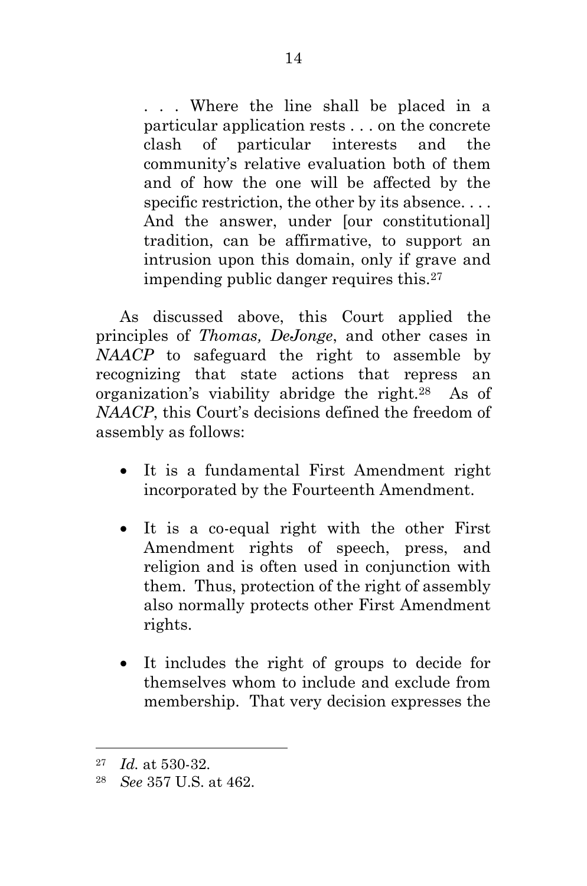> . . . Where the line shall be placed in a particular application rests . . . on the concrete clash of particular interests and the community's relative evaluation both of them and of how the one will be affected by the specific restriction, the other by its absence. . . . And the answer, under [our constitutional] tradition, can be affirmative, to support an intrusion upon this domain, only if grave and impending public danger requires this.[27]

As discussed above, this Court applied the principles of *Thomas, DeJonge*, and other cases in *NAACP* to safeguard the right to assemble by recognizing that state actions that repress an organization's viability abridge the right.[28] As of *NAACP*, this Court's decisions defined the freedom of assembly as follows:

- It is a fundamental First Amendment right incorporated by the Fourteenth Amendment.
- It is a co-equal right with the other First Amendment rights of speech, press, and religion and is often used in conjunction with them. Thus, protection of the right of assembly also normally protects other First Amendment rights.
- It includes the right of groups to decide for themselves whom to include and exclude from membership. That very decision expresses the

---

[27] *Id.* at 530-32.

[28] *See* 357 U.S. at 462.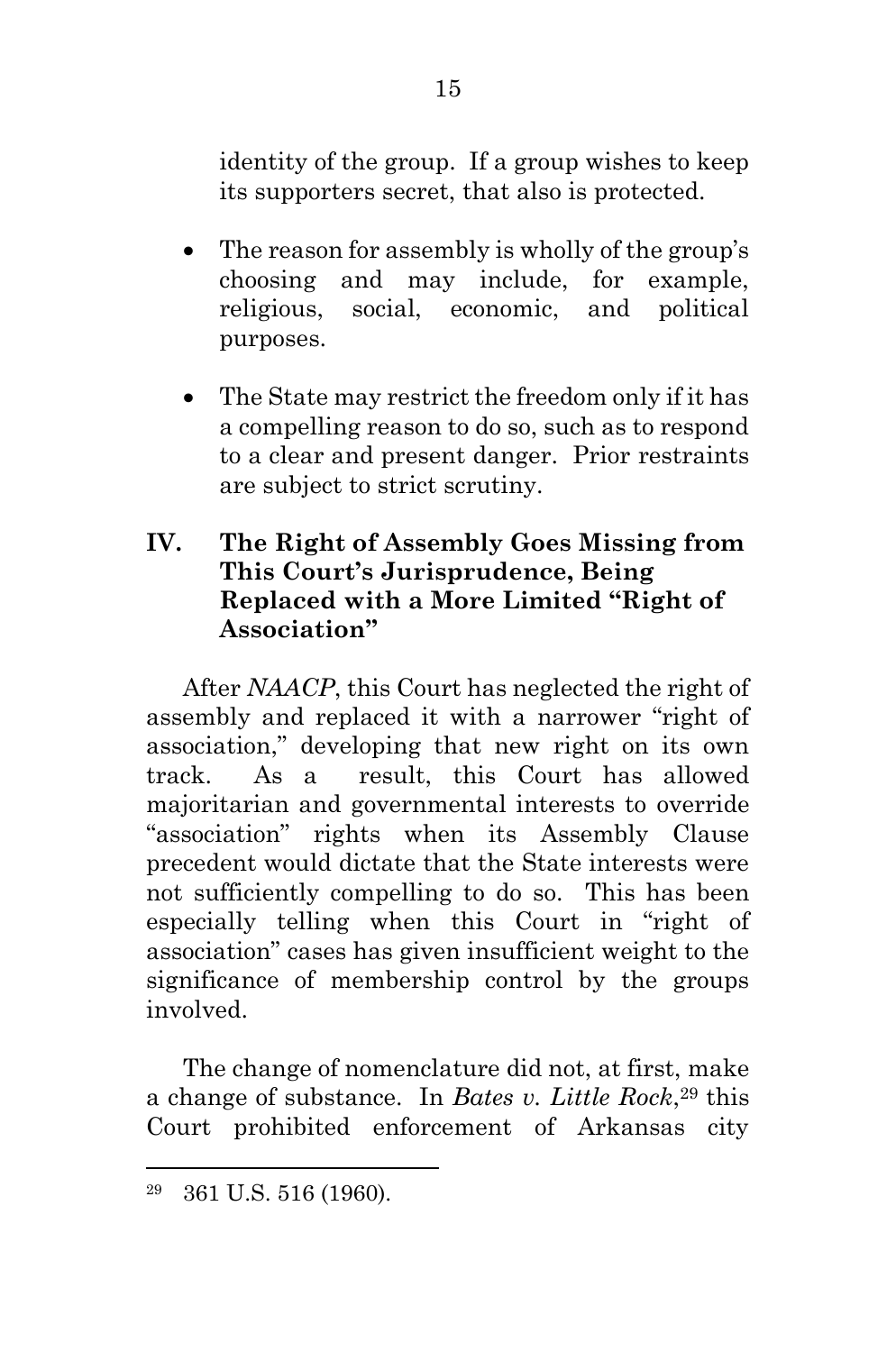identity of the group. If a group wishes to keep its supporters secret, that also is protected.

- The reason for assembly is wholly of the group's choosing and may include, for example, religious, social, economic, and political purposes.
- The State may restrict the freedom only if it has a compelling reason to do so, such as to respond to a clear and present danger. Prior restraints are subject to strict scrutiny.

## IV. The Right of Assembly Goes Missing from This Court's Jurisprudence, Being Replaced with a More Limited "Right of Association"

After *NAACP*, this Court has neglected the right of assembly and replaced it with a narrower "right of association," developing that new right on its own track. As a result, this Court has allowed majoritarian and governmental interests to override "association" rights when its Assembly Clause precedent would dictate that the State interests were not sufficiently compelling to do so. This has been especially telling when this Court in "right of association" cases has given insufficient weight to the significance of membership control by the groups involved.

The change of nomenclature did not, at first, make a change of substance. In *Bates v. Little Rock*,[29] this Court prohibited enforcement of Arkansas city

---

[29] 361 U.S. 516 (1960).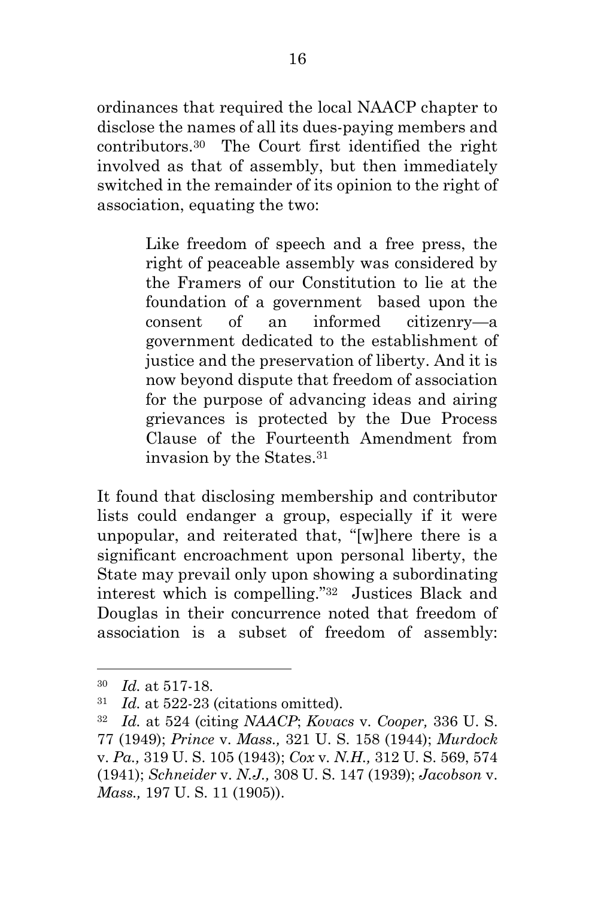ordinances that required the local NAACP chapter to disclose the names of all its dues-paying members and contributors.[30] The Court first identified the right involved as that of assembly, but then immediately switched in the remainder of its opinion to the right of association, equating the two:

> Like freedom of speech and a free press, the right of peaceable assembly was considered by the Framers of our Constitution to lie at the foundation of a government based upon the consent of an informed citizenry—a government dedicated to the establishment of justice and the preservation of liberty. And it is now beyond dispute that freedom of association for the purpose of advancing ideas and airing grievances is protected by the Due Process Clause of the Fourteenth Amendment from invasion by the States.[31]

It found that disclosing membership and contributor lists could endanger a group, especially if it were unpopular, and reiterated that, "[w]here there is a significant encroachment upon personal liberty, the State may prevail only upon showing a subordinating interest which is compelling."[32] Justices Black and Douglas in their concurrence noted that freedom of association is a subset of freedom of assembly:

---

[30] *Id.* at 517-18.

[31] *Id.* at 522-23 (citations omitted).

[32] *Id.* at 524 (citing *NAACP*; *Kovacs* v. *Cooper,* 336 U. S. 77 (1949); *Prince* v. *Mass.,* 321 U. S. 158 (1944); *Murdock* v. *Pa.,* 319 U. S. 105 (1943); *Cox* v. *N.H.,* 312 U. S. 569, 574 (1941); *Schneider* v. *N.J.,* 308 U. S. 147 (1939); *Jacobson* v. *Mass.,* 197 U. S. 11 (1905)).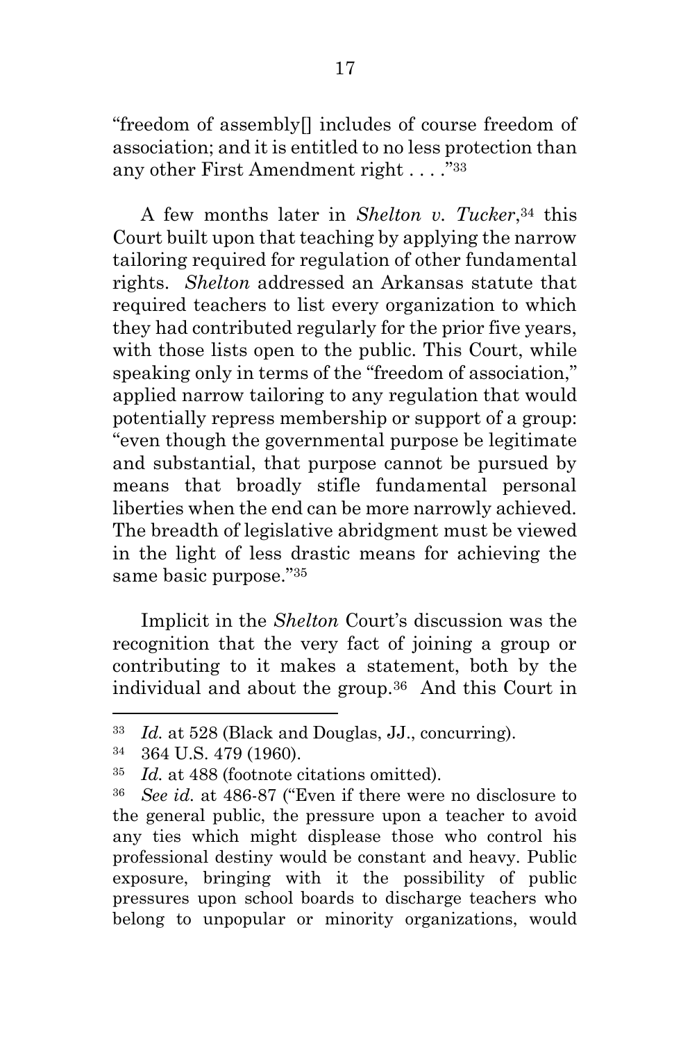"freedom of assembly[] includes of course freedom of association; and it is entitled to no less protection than any other First Amendment right . . . ."[33]

A few months later in *Shelton v. Tucker*,[34] this Court built upon that teaching by applying the narrow tailoring required for regulation of other fundamental rights. *Shelton* addressed an Arkansas statute that required teachers to list every organization to which they had contributed regularly for the prior five years, with those lists open to the public. This Court, while speaking only in terms of the "freedom of association," applied narrow tailoring to any regulation that would potentially repress membership or support of a group: "even though the governmental purpose be legitimate and substantial, that purpose cannot be pursued by means that broadly stifle fundamental personal liberties when the end can be more narrowly achieved. The breadth of legislative abridgment must be viewed in the light of less drastic means for achieving the same basic purpose."[35]

Implicit in the *Shelton* Court's discussion was the recognition that the very fact of joining a group or contributing to it makes a statement, both by the individual and about the group.[36] And this Court in

---

[33] *Id.* at 528 (Black and Douglas, JJ., concurring).

[34] 364 U.S. 479 (1960).

[35] *Id.* at 488 (footnote citations omitted).

[36] *See id.* at 486-87 ("Even if there were no disclosure to the general public, the pressure upon a teacher to avoid any ties which might displease those who control his professional destiny would be constant and heavy. Public exposure, bringing with it the possibility of public pressures upon school boards to discharge teachers who belong to unpopular or minority organizations, would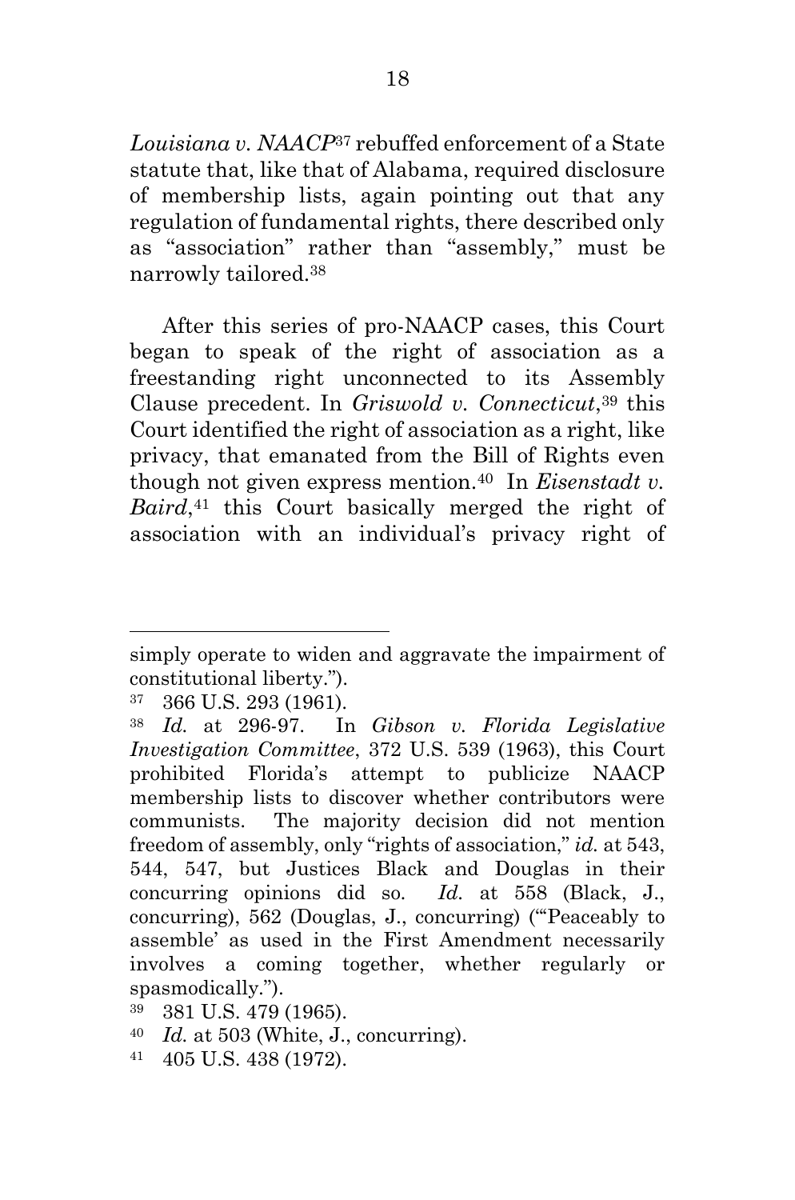*Louisiana v. NAACP*[37] rebuffed enforcement of a State statute that, like that of Alabama, required disclosure of membership lists, again pointing out that any regulation of fundamental rights, there described only as "association" rather than "assembly," must be narrowly tailored.[38]

After this series of pro-NAACP cases, this Court began to speak of the right of association as a freestanding right unconnected to its Assembly Clause precedent. In *Griswold v. Connecticut*,[39] this Court identified the right of association as a right, like privacy, that emanated from the Bill of Rights even though not given express mention.[40] In *Eisenstadt v. Baird*,[41] this Court basically merged the right of association with an individual's privacy right of

---

simply operate to widen and aggravate the impairment of constitutional liberty.").

[37] 366 U.S. 293 (1961).

[38] *Id.* at 296-97. In *Gibson v. Florida Legislative Investigation Committee*, 372 U.S. 539 (1963), this Court prohibited Florida's attempt to publicize NAACP membership lists to discover whether contributors were communists. The majority decision did not mention freedom of assembly, only "rights of association," *id.* at 543, 544, 547, but Justices Black and Douglas in their concurring opinions did so. *Id.* at 558 (Black, J., concurring), 562 (Douglas, J., concurring) ("'Peaceably to assemble' as used in the First Amendment necessarily involves a coming together, whether regularly or spasmodically.").

[39] 381 U.S. 479 (1965).

[40] *Id.* at 503 (White, J., concurring).

[41] 405 U.S. 438 (1972).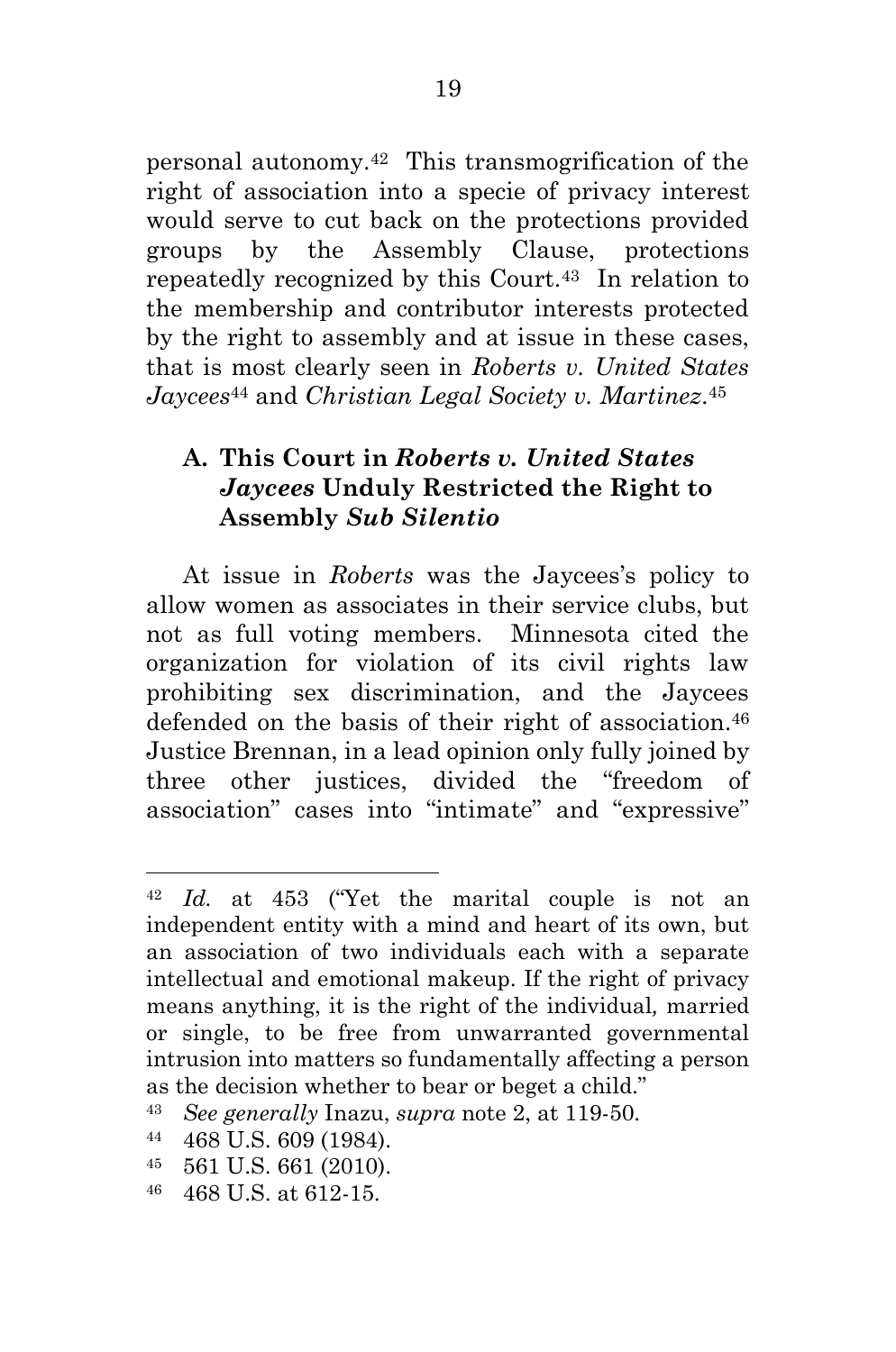personal autonomy.[42] This transmogrification of the right of association into a specie of privacy interest would serve to cut back on the protections provided groups by the Assembly Clause, protections repeatedly recognized by this Court.[43] In relation to the membership and contributor interests protected by the right to assembly and at issue in these cases, that is most clearly seen in *Roberts v. United States Jaycees*[44] and *Christian Legal Society v. Martinez*.[45]

### A. This Court in *Roberts v. United States Jaycees* Unduly Restricted the Right to Assembly *Sub Silentio*

At issue in *Roberts* was the Jaycees's policy to allow women as associates in their service clubs, but not as full voting members. Minnesota cited the organization for violation of its civil rights law prohibiting sex discrimination, and the Jaycees defended on the basis of their right of association.[46] Justice Brennan, in a lead opinion only fully joined by three other justices, divided the "freedom of association" cases into "intimate" and "expressive"

---

[42] *Id.* at 453 ("Yet the marital couple is not an independent entity with a mind and heart of its own, but an association of two individuals each with a separate intellectual and emotional makeup. If the right of privacy means anything, it is the right of the individual, married or single, to be free from unwarranted governmental intrusion into matters so fundamentally affecting a person as the decision whether to bear or beget a child."

[43] *See generally* Inazu, *supra* note 2, at 119-50.

[44] 468 U.S. 609 (1984).

[45] 561 U.S. 661 (2010).

[46] 468 U.S. at 612-15.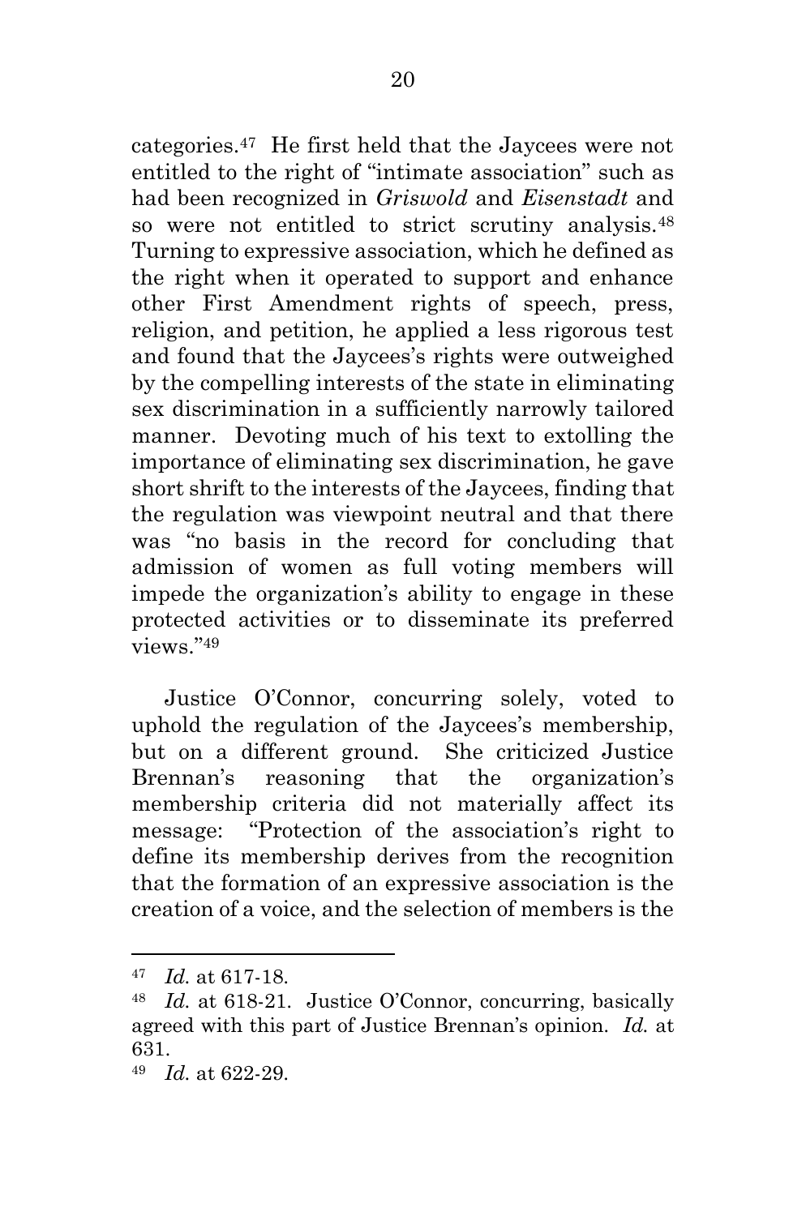categories.[47] He first held that the Jaycees were not entitled to the right of "intimate association" such as had been recognized in *Griswold* and *Eisenstadt* and so were not entitled to strict scrutiny analysis.[48] Turning to expressive association, which he defined as the right when it operated to support and enhance other First Amendment rights of speech, press, religion, and petition, he applied a less rigorous test and found that the Jaycees's rights were outweighed by the compelling interests of the state in eliminating sex discrimination in a sufficiently narrowly tailored manner. Devoting much of his text to extolling the importance of eliminating sex discrimination, he gave short shrift to the interests of the Jaycees, finding that the regulation was viewpoint neutral and that there was "no basis in the record for concluding that admission of women as full voting members will impede the organization's ability to engage in these protected activities or to disseminate its preferred views."[49]

Justice O'Connor, concurring solely, voted to uphold the regulation of the Jaycees's membership, but on a different ground. She criticized Justice Brennan's reasoning that the organization's membership criteria did not materially affect its message: "Protection of the association's right to define its membership derives from the recognition that the formation of an expressive association is the creation of a voice, and the selection of members is the

---

[47] *Id.* at 617-18.

[48] *Id.* at 618-21. Justice O'Connor, concurring, basically agreed with this part of Justice Brennan's opinion. *Id.* at 631.

[49] *Id.* at 622-29.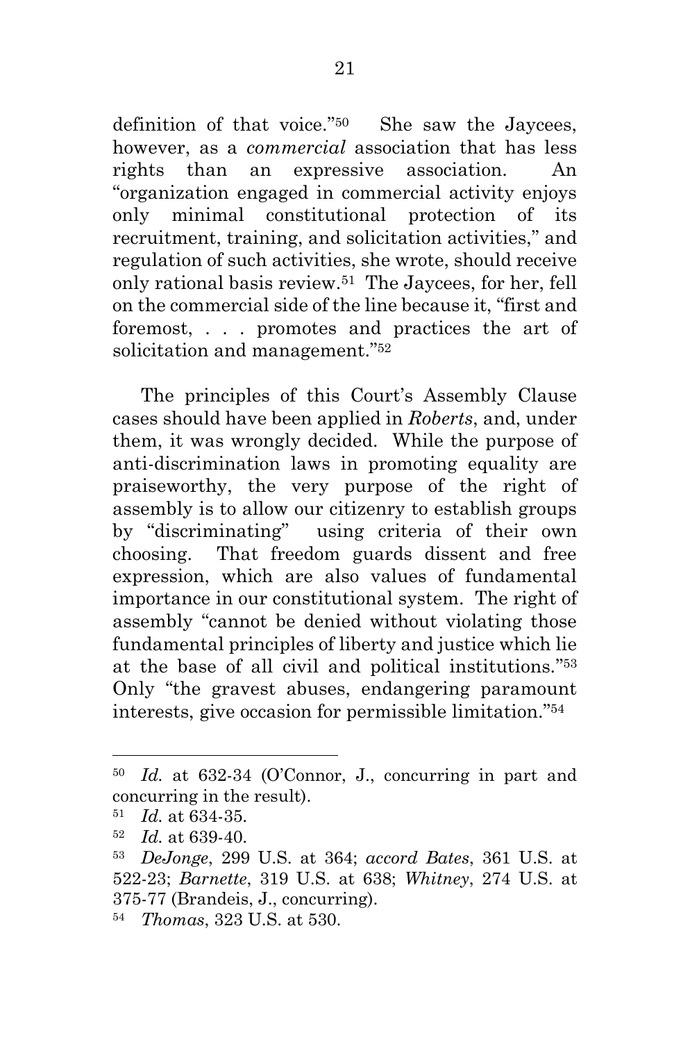definition of that voice."[50] She saw the Jaycees, however, as a *commercial* association that has less rights than an expressive association. An "organization engaged in commercial activity enjoys only minimal constitutional protection of its recruitment, training, and solicitation activities," and regulation of such activities, she wrote, should receive only rational basis review.[51] The Jaycees, for her, fell on the commercial side of the line because it, "first and foremost, . . . promotes and practices the art of solicitation and management."[52]

The principles of this Court's Assembly Clause cases should have been applied in *Roberts*, and, under them, it was wrongly decided. While the purpose of anti-discrimination laws in promoting equality are praiseworthy, the very purpose of the right of assembly is to allow our citizenry to establish groups by "discriminating" using criteria of their own choosing. That freedom guards dissent and free expression, which are also values of fundamental importance in our constitutional system. The right of assembly "cannot be denied without violating those fundamental principles of liberty and justice which lie at the base of all civil and political institutions."[53] Only "the gravest abuses, endangering paramount interests, give occasion for permissible limitation."[54]

---

[50] *Id.* at 632-34 (O'Connor, J., concurring in part and concurring in the result).

[51] *Id.* at 634-35.

[52] *Id.* at 639-40.

[53] *DeJonge*, 299 U.S. at 364; *accord Bates*, 361 U.S. at 522-23; *Barnette*, 319 U.S. at 638; *Whitney*, 274 U.S. at 375-77 (Brandeis, J., concurring).

[54] *Thomas*, 323 U.S. at 530.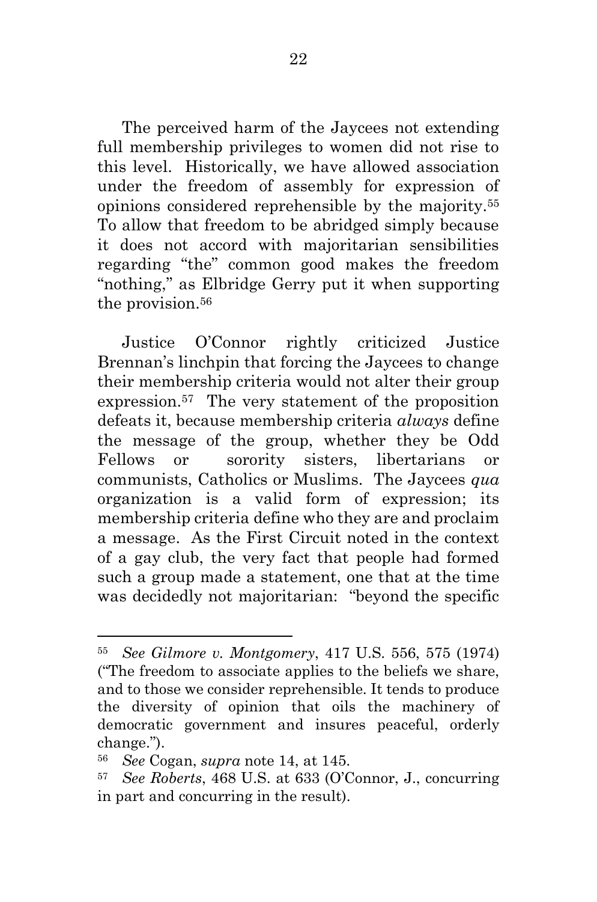The perceived harm of the Jaycees not extending full membership privileges to women did not rise to this level. Historically, we have allowed association under the freedom of assembly for expression of opinions considered reprehensible by the majority.[55] To allow that freedom to be abridged simply because it does not accord with majoritarian sensibilities regarding "the" common good makes the freedom "nothing," as Elbridge Gerry put it when supporting the provision.[56]

Justice O'Connor rightly criticized Justice Brennan's linchpin that forcing the Jaycees to change their membership criteria would not alter their group expression.[57] The very statement of the proposition defeats it, because membership criteria *always* define the message of the group, whether they be Odd Fellows or sorority sisters, libertarians or communists, Catholics or Muslims. The Jaycees *qua* organization is a valid form of expression; its membership criteria define who they are and proclaim a message. As the First Circuit noted in the context of a gay club, the very fact that people had formed such a group made a statement, one that at the time was decidedly not majoritarian: "beyond the specific

---

[55] *See Gilmore v. Montgomery*, 417 U.S. 556, 575 (1974) ("The freedom to associate applies to the beliefs we share, and to those we consider reprehensible. It tends to produce the diversity of opinion that oils the machinery of democratic government and insures peaceful, orderly change.").

[56] *See* Cogan, *supra* note 14, at 145.

[57] *See Roberts*, 468 U.S. at 633 (O'Connor, J., concurring in part and concurring in the result).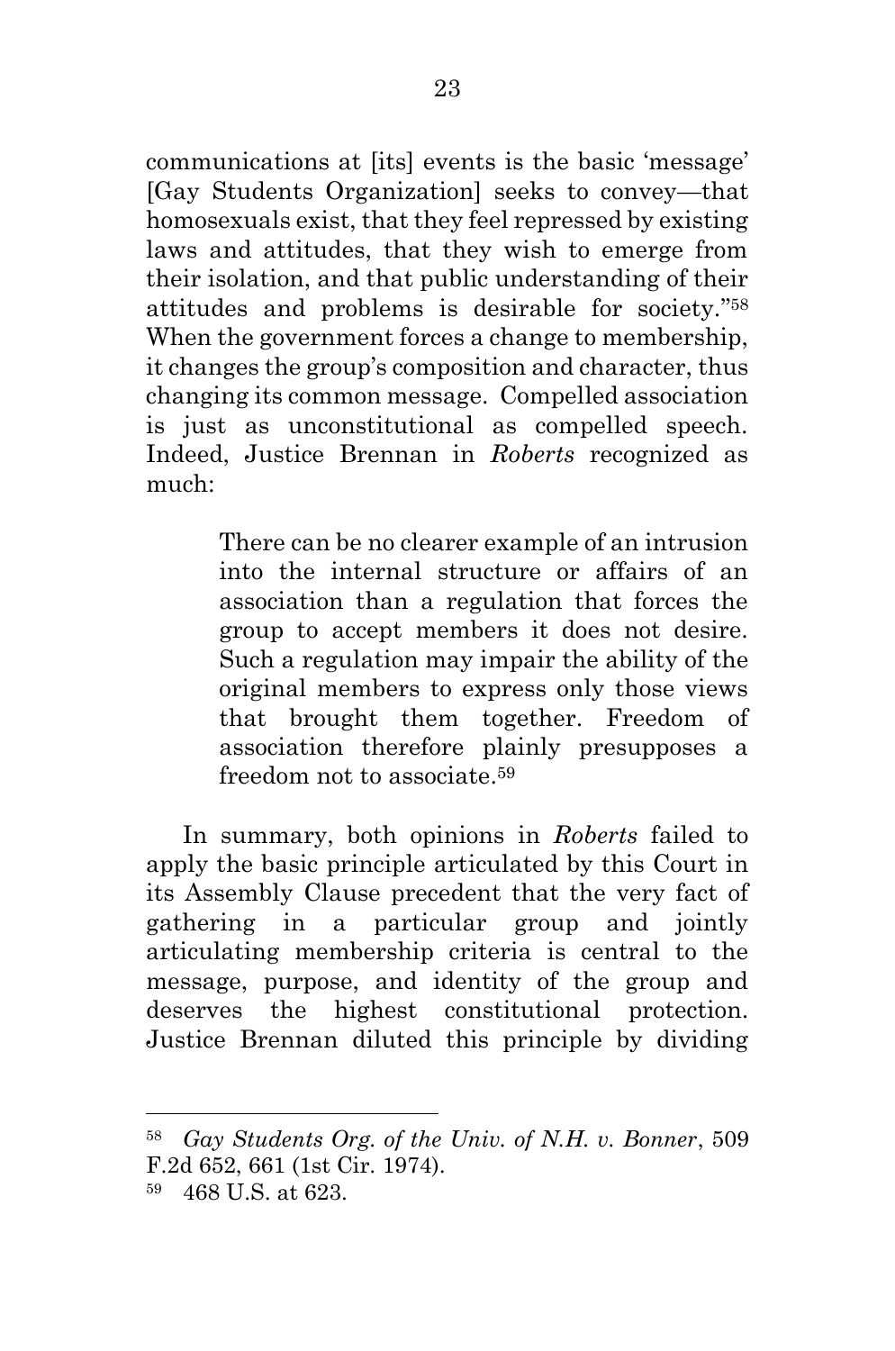communications at [its] events is the basic 'message' [Gay Students Organization] seeks to convey—that homosexuals exist, that they feel repressed by existing laws and attitudes, that they wish to emerge from their isolation, and that public understanding of their attitudes and problems is desirable for society."[58] When the government forces a change to membership, it changes the group's composition and character, thus changing its common message. Compelled association is just as unconstitutional as compelled speech. Indeed, Justice Brennan in *Roberts* recognized as much:

> There can be no clearer example of an intrusion into the internal structure or affairs of an association than a regulation that forces the group to accept members it does not desire. Such a regulation may impair the ability of the original members to express only those views that brought them together. Freedom of association therefore plainly presupposes a freedom not to associate.[59]

In summary, both opinions in *Roberts* failed to apply the basic principle articulated by this Court in its Assembly Clause precedent that the very fact of gathering in a particular group and jointly articulating membership criteria is central to the message, purpose, and identity of the group and deserves the highest constitutional protection. Justice Brennan diluted this principle by dividing

---

[58] *Gay Students Org. of the Univ. of N.H. v. Bonner*, 509 F.2d 652, 661 (1st Cir. 1974).

[59] 468 U.S. at 623.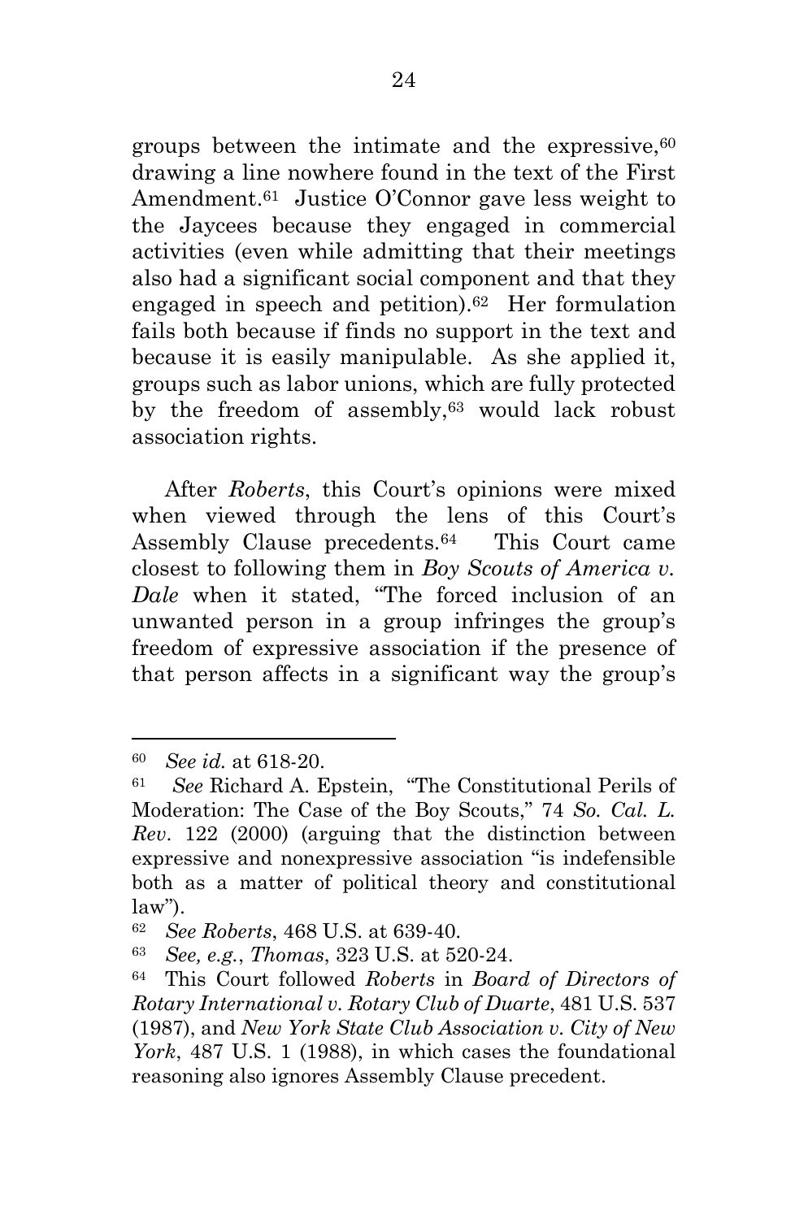groups between the intimate and the expressive,[60] drawing a line nowhere found in the text of the First Amendment.[61] Justice O'Connor gave less weight to the Jaycees because they engaged in commercial activities (even while admitting that their meetings also had a significant social component and that they engaged in speech and petition).[62] Her formulation fails both because if finds no support in the text and because it is easily manipulable. As she applied it, groups such as labor unions, which are fully protected by the freedom of assembly,[63] would lack robust association rights.

After *Roberts*, this Court's opinions were mixed when viewed through the lens of this Court's Assembly Clause precedents.[64] This Court came closest to following them in *Boy Scouts of America v. Dale* when it stated, "The forced inclusion of an unwanted person in a group infringes the group's freedom of expressive association if the presence of that person affects in a significant way the group's

---

[60] *See id.* at 618-20.

[61] *See* Richard A. Epstein, "The Constitutional Perils of Moderation: The Case of the Boy Scouts," 74 *So. Cal. L. Rev*. 122 (2000) (arguing that the distinction between expressive and nonexpressive association "is indefensible both as a matter of political theory and constitutional law").

[62] *See Roberts*, 468 U.S. at 639-40.

[63] *See, e.g.*, *Thomas*, 323 U.S. at 520-24.

[64] This Court followed *Roberts* in *Board of Directors of Rotary International v. Rotary Club of Duarte*, 481 U.S. 537 (1987), and *New York State Club Association v. City of New York*, 487 U.S. 1 (1988), in which cases the foundational reasoning also ignores Assembly Clause precedent.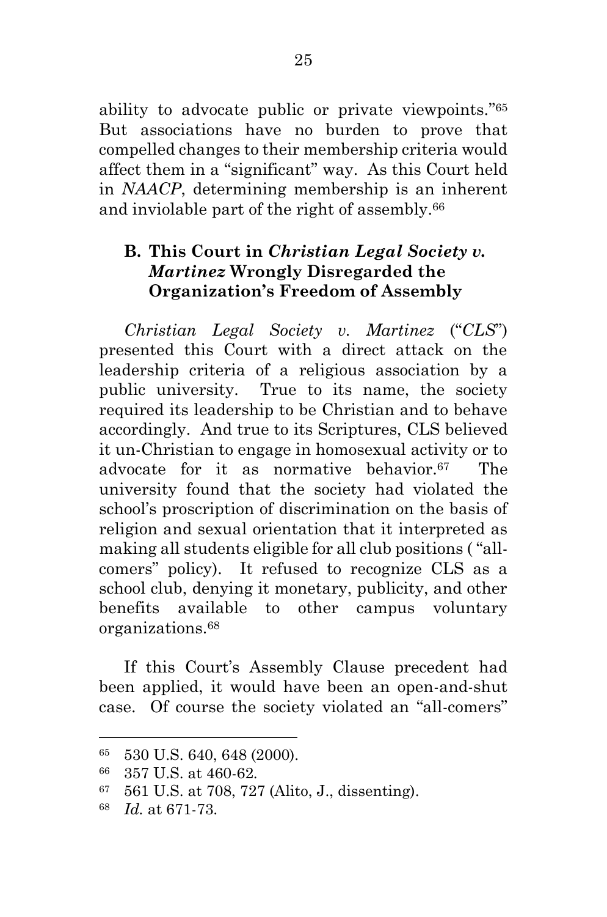ability to advocate public or private viewpoints."[65] But associations have no burden to prove that compelled changes to their membership criteria would affect them in a "significant" way. As this Court held in *NAACP*, determining membership is an inherent and inviolable part of the right of assembly.[66]

### B. This Court in *Christian Legal Society v. Martinez* Wrongly Disregarded the Organization's Freedom of Assembly

*Christian Legal Society v. Martinez* ("*CLS*") presented this Court with a direct attack on the leadership criteria of a religious association by a public university. True to its name, the society required its leadership to be Christian and to behave accordingly. And true to its Scriptures, CLS believed it un-Christian to engage in homosexual activity or to advocate for it as normative behavior.[67] The university found that the society had violated the school's proscription of discrimination on the basis of religion and sexual orientation that it interpreted as making all students eligible for all club positions ( "all-comers" policy). It refused to recognize CLS as a school club, denying it monetary, publicity, and other benefits available to other campus voluntary organizations.[68]

If this Court's Assembly Clause precedent had been applied, it would have been an open-and-shut case. Of course the society violated an "all-comers"

---

[65] 530 U.S. 640, 648 (2000).

[66] 357 U.S. at 460-62.

[67] 561 U.S. at 708, 727 (Alito, J., dissenting).

[68] *Id.* at 671-73.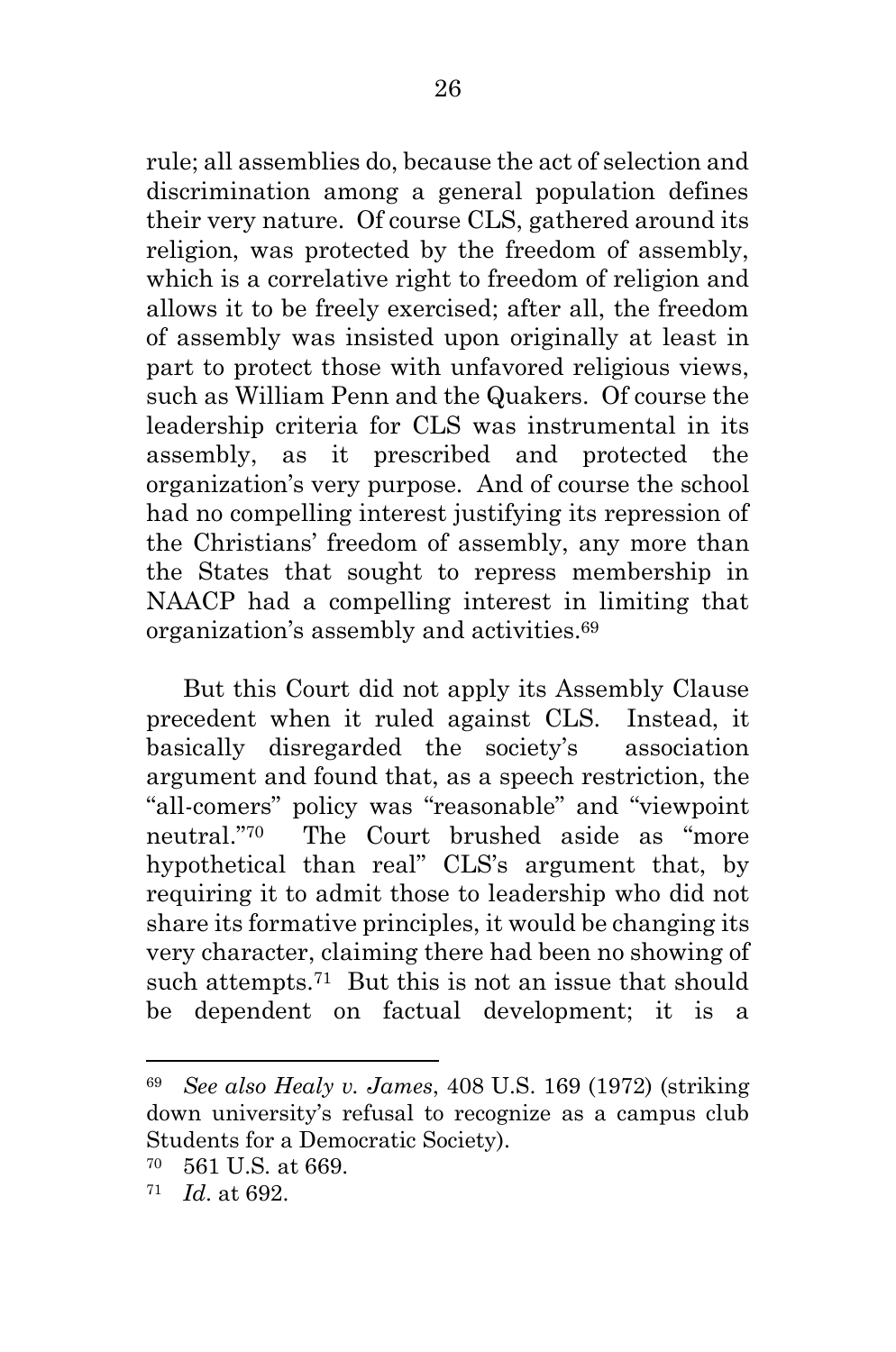rule; all assemblies do, because the act of selection and discrimination among a general population defines their very nature. Of course CLS, gathered around its religion, was protected by the freedom of assembly, which is a correlative right to freedom of religion and allows it to be freely exercised; after all, the freedom of assembly was insisted upon originally at least in part to protect those with unfavored religious views, such as William Penn and the Quakers. Of course the leadership criteria for CLS was instrumental in its assembly, as it prescribed and protected the organization's very purpose. And of course the school had no compelling interest justifying its repression of the Christians' freedom of assembly, any more than the States that sought to repress membership in NAACP had a compelling interest in limiting that organization's assembly and activities.[69]

But this Court did not apply its Assembly Clause precedent when it ruled against CLS. Instead, it basically disregarded the society's association argument and found that, as a speech restriction, the "all-comers" policy was "reasonable" and "viewpoint neutral."[70] The Court brushed aside as "more hypothetical than real" CLS's argument that, by requiring it to admit those to leadership who did not share its formative principles, it would be changing its very character, claiming there had been no showing of such attempts.[71] But this is not an issue that should be dependent on factual development; it is a

---

[69] *See also Healy v. James*, 408 U.S. 169 (1972) (striking down university's refusal to recognize as a campus club Students for a Democratic Society).

[70] 561 U.S. at 669.

[71] *Id*. at 692.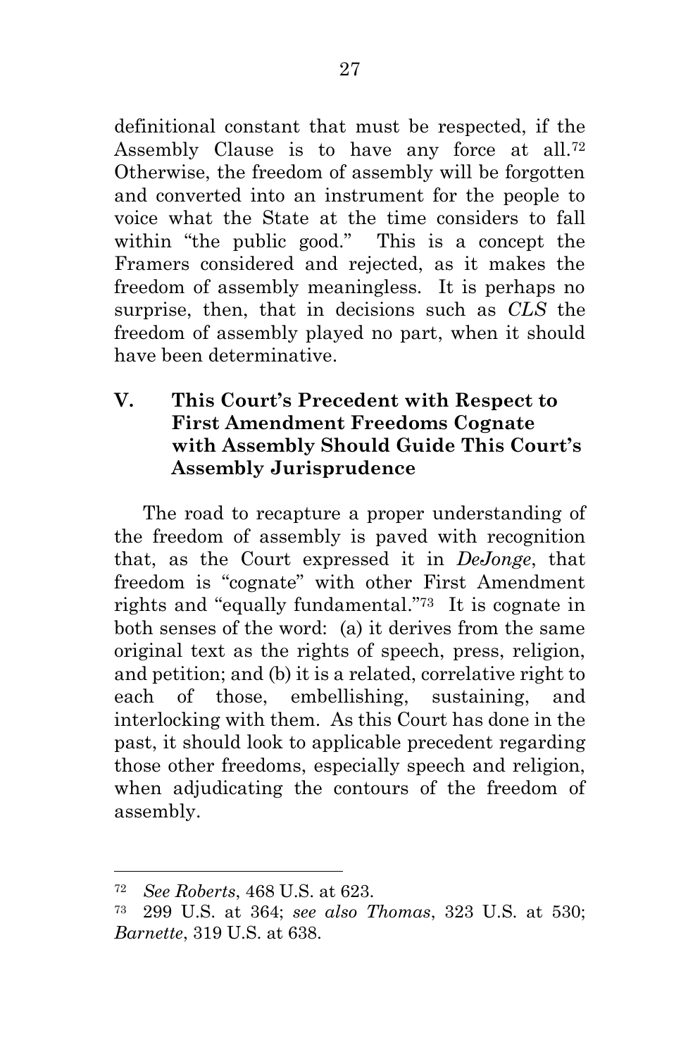definitional constant that must be respected, if the Assembly Clause is to have any force at all.[72] Otherwise, the freedom of assembly will be forgotten and converted into an instrument for the people to voice what the State at the time considers to fall within "the public good." This is a concept the Framers considered and rejected, as it makes the freedom of assembly meaningless. It is perhaps no surprise, then, that in decisions such as *CLS* the freedom of assembly played no part, when it should have been determinative.

## V. This Court's Precedent with Respect to First Amendment Freedoms Cognate with Assembly Should Guide This Court's Assembly Jurisprudence

The road to recapture a proper understanding of the freedom of assembly is paved with recognition that, as the Court expressed it in *DeJonge*, that freedom is "cognate" with other First Amendment rights and "equally fundamental."[73] It is cognate in both senses of the word: (a) it derives from the same original text as the rights of speech, press, religion, and petition; and (b) it is a related, correlative right to each of those, embellishing, sustaining, and interlocking with them. As this Court has done in the past, it should look to applicable precedent regarding those other freedoms, especially speech and religion, when adjudicating the contours of the freedom of assembly.

---

[72] *See Roberts*, 468 U.S. at 623.

[73] 299 U.S. at 364; *see also Thomas*, 323 U.S. at 530; *Barnette*, 319 U.S. at 638.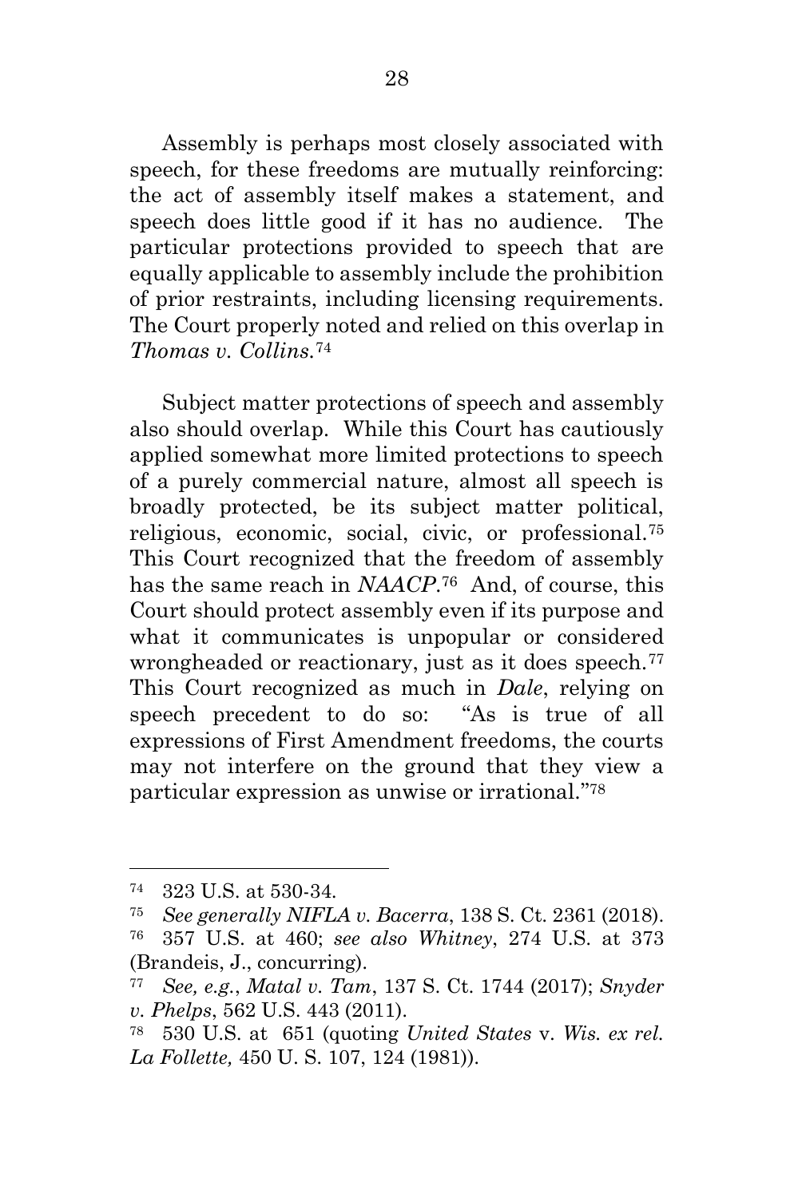Assembly is perhaps most closely associated with speech, for these freedoms are mutually reinforcing: the act of assembly itself makes a statement, and speech does little good if it has no audience. The particular protections provided to speech that are equally applicable to assembly include the prohibition of prior restraints, including licensing requirements. The Court properly noted and relied on this overlap in *Thomas v. Collins*.[74]

Subject matter protections of speech and assembly also should overlap. While this Court has cautiously applied somewhat more limited protections to speech of a purely commercial nature, almost all speech is broadly protected, be its subject matter political, religious, economic, social, civic, or professional.[75] This Court recognized that the freedom of assembly has the same reach in *NAACP*.[76] And, of course, this Court should protect assembly even if its purpose and what it communicates is unpopular or considered wrongheaded or reactionary, just as it does speech.[77] This Court recognized as much in *Dale*, relying on speech precedent to do so: "As is true of all expressions of First Amendment freedoms, the courts may not interfere on the ground that they view a particular expression as unwise or irrational."[78]

---

[74] 323 U.S. at 530-34.

[75] *See generally NIFLA v. Bacerra*, 138 S. Ct. 2361 (2018).

[76] 357 U.S. at 460; *see also Whitney*, 274 U.S. at 373 (Brandeis, J., concurring).

[77] *See, e.g.*, *Matal v. Tam*, 137 S. Ct. 1744 (2017); *Snyder v. Phelps*, 562 U.S. 443 (2011).

[78] 530 U.S. at 651 (quoting *United States* v. *Wis. ex rel. La Follette,* 450 U. S. 107, 124 (1981)).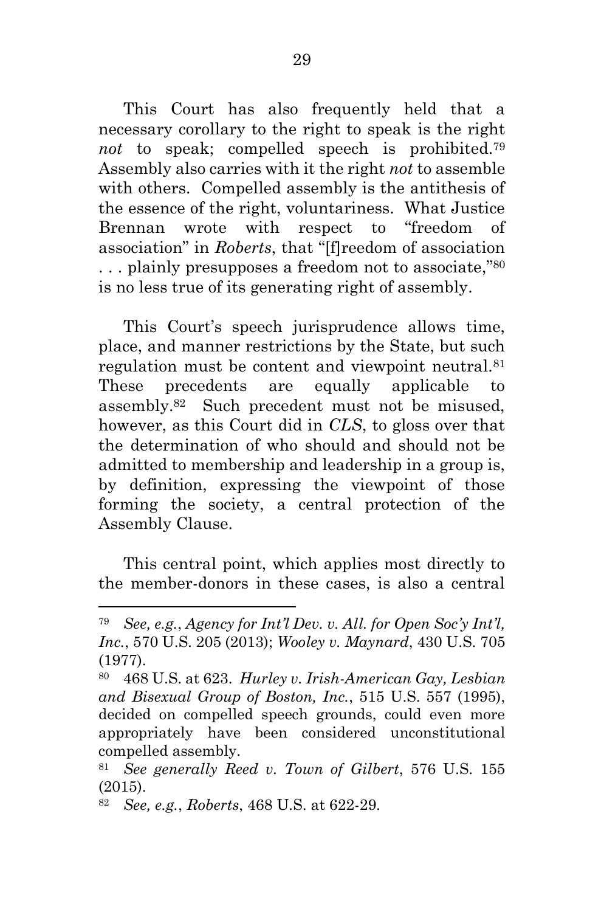This Court has also frequently held that a necessary corollary to the right to speak is the right *not* to speak; compelled speech is prohibited.[79] Assembly also carries with it the right *not* to assemble with others. Compelled assembly is the antithesis of the essence of the right, voluntariness. What Justice Brennan wrote with respect to "freedom of association" in *Roberts*, that "[f]reedom of association . . . plainly presupposes a freedom not to associate,"[80] is no less true of its generating right of assembly.

This Court's speech jurisprudence allows time, place, and manner restrictions by the State, but such regulation must be content and viewpoint neutral.[81] These precedents are equally applicable to assembly.[82] Such precedent must not be misused, however, as this Court did in *CLS*, to gloss over that the determination of who should and should not be admitted to membership and leadership in a group is, by definition, expressing the viewpoint of those forming the society, a central protection of the Assembly Clause.

This central point, which applies most directly to the member-donors in these cases, is also a central

---

[79] *See, e.g.*, *Agency for Int'l Dev. v. All. for Open Soc'y Int'l, Inc.*, 570 U.S. 205 (2013); *Wooley v. Maynard*, 430 U.S. 705 (1977).

[80] 468 U.S. at 623. *Hurley v. Irish-American Gay, Lesbian and Bisexual Group of Boston, Inc.*, 515 U.S. 557 (1995), decided on compelled speech grounds, could even more appropriately have been considered unconstitutional compelled assembly.

[81] *See generally Reed v. Town of Gilbert*, 576 U.S. 155 (2015).

[82] *See, e.g.*, *Roberts*, 468 U.S. at 622-29.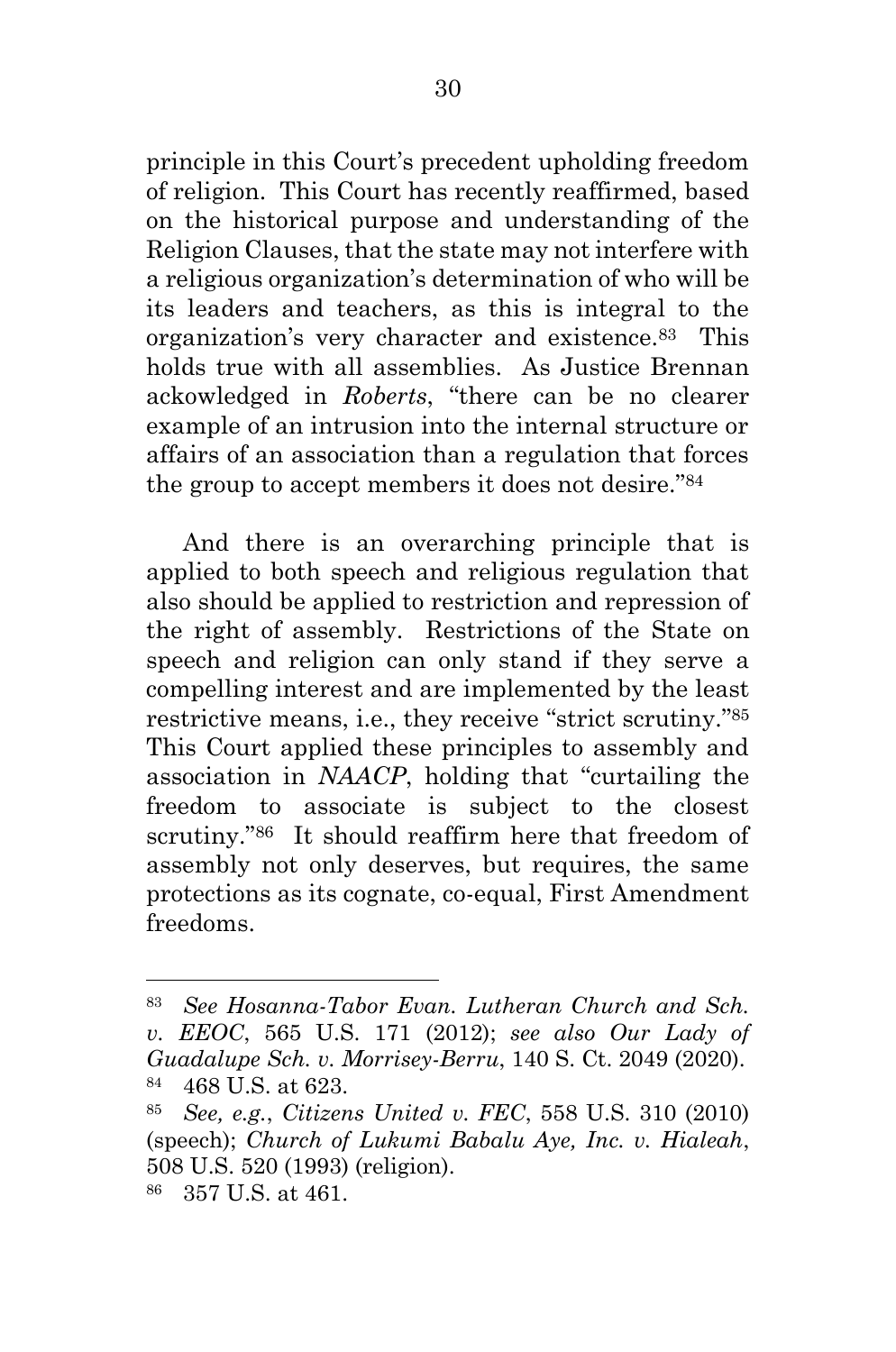principle in this Court's precedent upholding freedom of religion. This Court has recently reaffirmed, based on the historical purpose and understanding of the Religion Clauses, that the state may not interfere with a religious organization's determination of who will be its leaders and teachers, as this is integral to the organization's very character and existence.[83] This holds true with all assemblies. As Justice Brennan ackowledged in *Roberts*, "there can be no clearer example of an intrusion into the internal structure or affairs of an association than a regulation that forces the group to accept members it does not desire."[84]

And there is an overarching principle that is applied to both speech and religious regulation that also should be applied to restriction and repression of the right of assembly. Restrictions of the State on speech and religion can only stand if they serve a compelling interest and are implemented by the least restrictive means, i.e., they receive "strict scrutiny."[85] This Court applied these principles to assembly and association in *NAACP*, holding that "curtailing the freedom to associate is subject to the closest scrutiny."[86] It should reaffirm here that freedom of assembly not only deserves, but requires, the same protections as its cognate, co-equal, First Amendment freedoms.

---

[83] *See Hosanna-Tabor Evan. Lutheran Church and Sch. v. EEOC*, 565 U.S. 171 (2012); *see also Our Lady of Guadalupe Sch. v. Morrisey-Berru*, 140 S. Ct. 2049 (2020).

[84] 468 U.S. at 623.

[85] *See, e.g.*, *Citizens United v. FEC*, 558 U.S. 310 (2010) (speech); *Church of Lukumi Babalu Aye, Inc. v. Hialeah*, 508 U.S. 520 (1993) (religion).

[86] 357 U.S. at 461.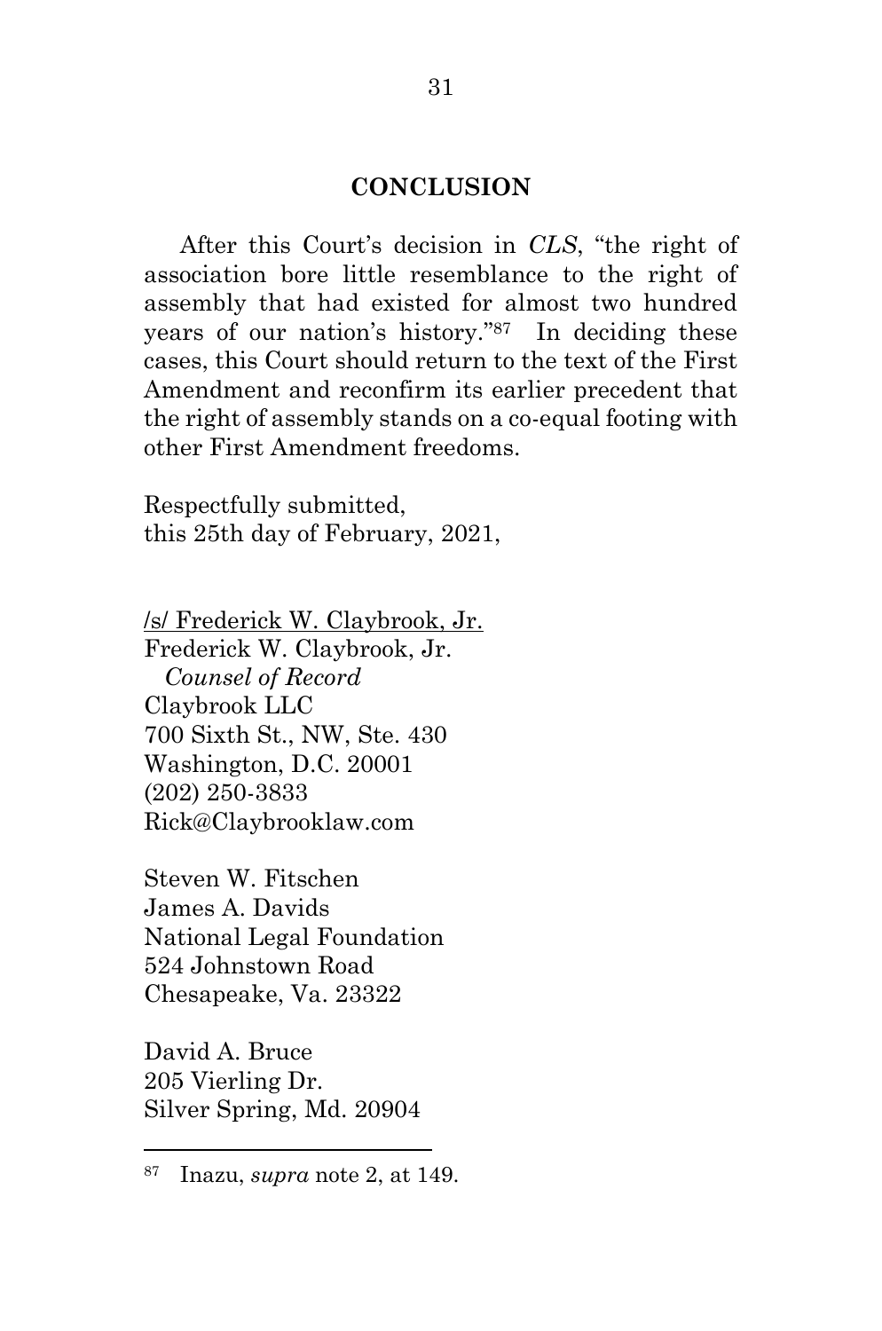## CONCLUSION

After this Court's decision in *CLS*, "the right of association bore little resemblance to the right of assembly that had existed for almost two hundred years of our nation's history."[87] In deciding these cases, this Court should return to the text of the First Amendment and reconfirm its earlier precedent that the right of assembly stands on a co-equal footing with other First Amendment freedoms.

Respectfully submitted,
this 25th day of February, 2021,

/s/ Frederick W. Claybrook, Jr.
Frederick W. Claybrook, Jr.
*Counsel of Record*
Claybrook LLC
700 Sixth St., NW, Ste. 430
Washington, D.C. 20001
(202) 250-3833
Rick@Claybrooklaw.com

Steven W. Fitschen
James A. Davids
National Legal Foundation
524 Johnstown Road
Chesapeake, Va. 23322

David A. Bruce
205 Vierling Dr.
Silver Spring, Md. 20904

---

[87] Inazu, *supra* note 2, at 149.